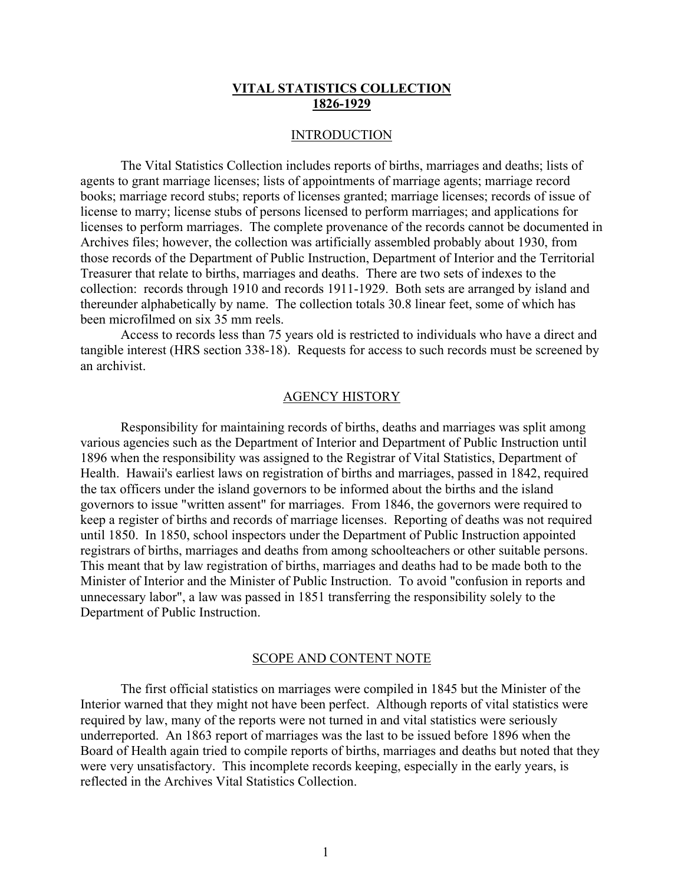# VITAL STATISTICS COLLECTION
# 1826-1929

## INTRODUCTION

The Vital Statistics Collection includes reports of births, marriages and deaths; lists of agents to grant marriage licenses; lists of appointments of marriage agents; marriage record books; marriage record stubs; reports of licenses granted; marriage licenses; records of issue of license to marry; license stubs of persons licensed to perform marriages; and applications for licenses to perform marriages. The complete provenance of the records cannot be documented in Archives files; however, the collection was artificially assembled probably about 1930, from those records of the Department of Public Instruction, Department of Interior and the Territorial Treasurer that relate to births, marriages and deaths. There are two sets of indexes to the collection: records through 1910 and records 1911-1929. Both sets are arranged by island and thereunder alphabetically by name. The collection totals 30.8 linear feet, some of which has been microfilmed on six 35 mm reels.

Access to records less than 75 years old is restricted to individuals who have a direct and tangible interest (HRS section 338-18). Requests for access to such records must be screened by an archivist.

## AGENCY HISTORY

Responsibility for maintaining records of births, deaths and marriages was split among various agencies such as the Department of Interior and Department of Public Instruction until 1896 when the responsibility was assigned to the Registrar of Vital Statistics, Department of Health. Hawaii's earliest laws on registration of births and marriages, passed in 1842, required the tax officers under the island governors to be informed about the births and the island governors to issue "written assent" for marriages. From 1846, the governors were required to keep a register of births and records of marriage licenses. Reporting of deaths was not required until 1850. In 1850, school inspectors under the Department of Public Instruction appointed registrars of births, marriages and deaths from among schoolteachers or other suitable persons. This meant that by law registration of births, marriages and deaths had to be made both to the Minister of Interior and the Minister of Public Instruction. To avoid "confusion in reports and unnecessary labor", a law was passed in 1851 transferring the responsibility solely to the Department of Public Instruction.

## SCOPE AND CONTENT NOTE

The first official statistics on marriages were compiled in 1845 but the Minister of the Interior warned that they might not have been perfect. Although reports of vital statistics were required by law, many of the reports were not turned in and vital statistics were seriously underreported. An 1863 report of marriages was the last to be issued before 1896 when the Board of Health again tried to compile reports of births, marriages and deaths but noted that they were very unsatisfactory. This incomplete records keeping, especially in the early years, is reflected in the Archives Vital Statistics Collection.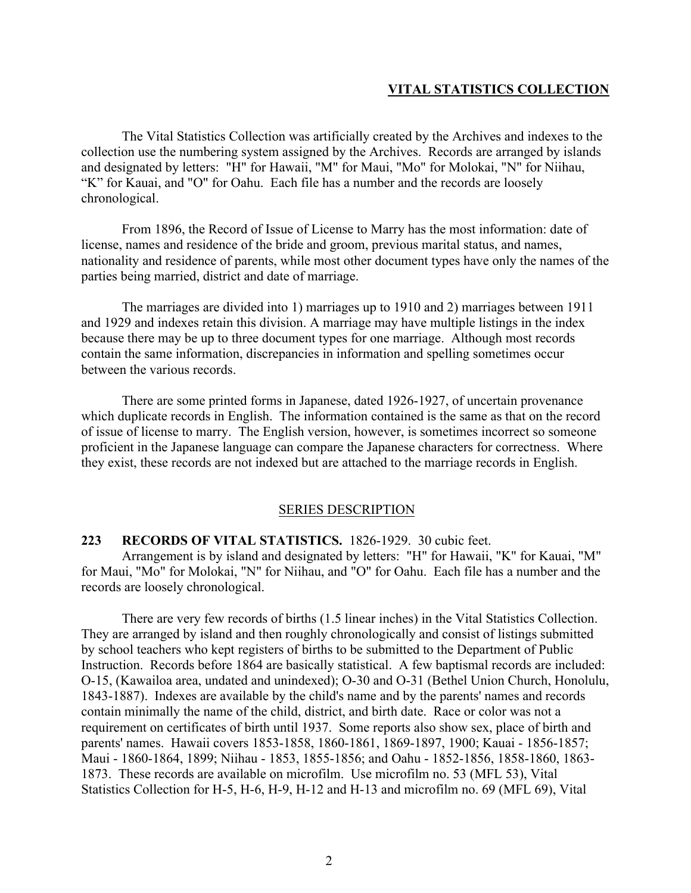## VITAL STATISTICS COLLECTION

The Vital Statistics Collection was artificially created by the Archives and indexes to the collection use the numbering system assigned by the Archives. Records are arranged by islands and designated by letters: "H" for Hawaii, "M" for Maui, "Mo" for Molokai, "N" for Niihau, "K" for Kauai, and "O" for Oahu. Each file has a number and the records are loosely chronological.

From 1896, the Record of Issue of License to Marry has the most information: date of license, names and residence of the bride and groom, previous marital status, and names, nationality and residence of parents, while most other document types have only the names of the parties being married, district and date of marriage.

The marriages are divided into 1) marriages up to 1910 and 2) marriages between 1911 and 1929 and indexes retain this division. A marriage may have multiple listings in the index because there may be up to three document types for one marriage. Although most records contain the same information, discrepancies in information and spelling sometimes occur between the various records.

There are some printed forms in Japanese, dated 1926-1927, of uncertain provenance which duplicate records in English. The information contained is the same as that on the record of issue of license to marry. The English version, however, is sometimes incorrect so someone proficient in the Japanese language can compare the Japanese characters for correctness. Where they exist, these records are not indexed but are attached to the marriage records in English.

### SERIES DESCRIPTION

**223 RECORDS OF VITAL STATISTICS.** 1826-1929. 30 cubic feet.

Arrangement is by island and designated by letters: "H" for Hawaii, "K" for Kauai, "M" for Maui, "Mo" for Molokai, "N" for Niihau, and "O" for Oahu. Each file has a number and the records are loosely chronological.

There are very few records of births (1.5 linear inches) in the Vital Statistics Collection. They are arranged by island and then roughly chronologically and consist of listings submitted by school teachers who kept registers of births to be submitted to the Department of Public Instruction. Records before 1864 are basically statistical. A few baptismal records are included: O-15, (Kawailoa area, undated and unindexed); O-30 and O-31 (Bethel Union Church, Honolulu, 1843-1887). Indexes are available by the child's name and by the parents' names and records contain minimally the name of the child, district, and birth date. Race or color was not a requirement on certificates of birth until 1937. Some reports also show sex, place of birth and parents' names. Hawaii covers 1853-1858, 1860-1861, 1869-1897, 1900; Kauai - 1856-1857; Maui - 1860-1864, 1899; Niihau - 1853, 1855-1856; and Oahu - 1852-1856, 1858-1860, 1863-1873. These records are available on microfilm. Use microfilm no. 53 (MFL 53), Vital Statistics Collection for H-5, H-6, H-9, H-12 and H-13 and microfilm no. 69 (MFL 69), Vital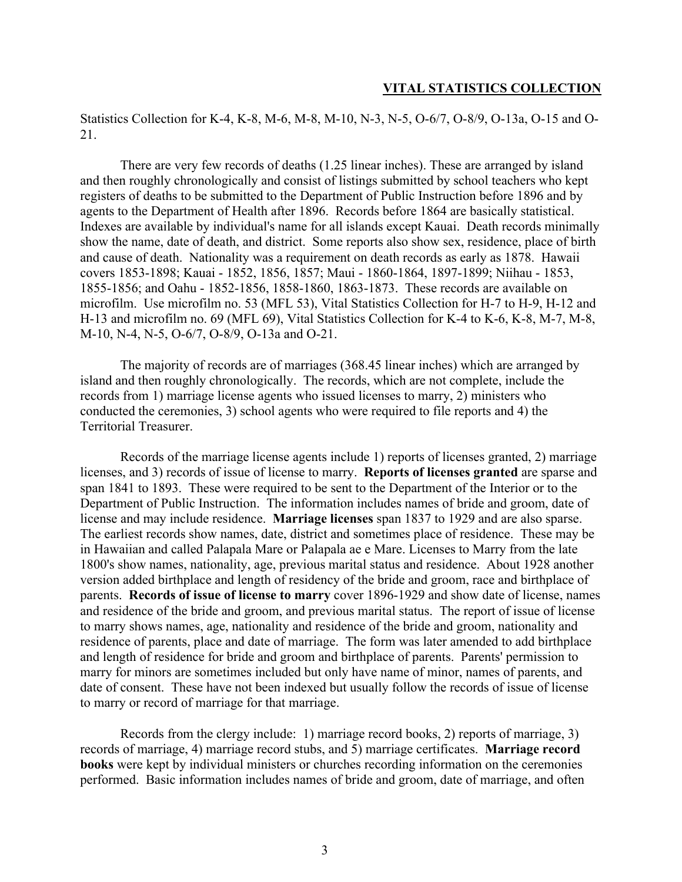Statistics Collection for K-4, K-8, M-6, M-8, M-10, N-3, N-5, O-6/7, O-8/9, O-13a, O-15 and O-21.

There are very few records of deaths (1.25 linear inches). These are arranged by island and then roughly chronologically and consist of listings submitted by school teachers who kept registers of deaths to be submitted to the Department of Public Instruction before 1896 and by agents to the Department of Health after 1896. Records before 1864 are basically statistical. Indexes are available by individual's name for all islands except Kauai. Death records minimally show the name, date of death, and district. Some reports also show sex, residence, place of birth and cause of death. Nationality was a requirement on death records as early as 1878. Hawaii covers 1853-1898; Kauai - 1852, 1856, 1857; Maui - 1860-1864, 1897-1899; Niihau - 1853, 1855-1856; and Oahu - 1852-1856, 1858-1860, 1863-1873. These records are available on microfilm. Use microfilm no. 53 (MFL 53), Vital Statistics Collection for H-7 to H-9, H-12 and H-13 and microfilm no. 69 (MFL 69), Vital Statistics Collection for K-4 to K-6, K-8, M-7, M-8, M-10, N-4, N-5, O-6/7, O-8/9, O-13a and O-21.

The majority of records are of marriages (368.45 linear inches) which are arranged by island and then roughly chronologically. The records, which are not complete, include the records from 1) marriage license agents who issued licenses to marry, 2) ministers who conducted the ceremonies, 3) school agents who were required to file reports and 4) the Territorial Treasurer.

Records of the marriage license agents include 1) reports of licenses granted, 2) marriage licenses, and 3) records of issue of license to marry. **Reports of licenses granted** are sparse and span 1841 to 1893. These were required to be sent to the Department of the Interior or to the Department of Public Instruction. The information includes names of bride and groom, date of license and may include residence. **Marriage licenses** span 1837 to 1929 and are also sparse. The earliest records show names, date, district and sometimes place of residence. These may be in Hawaiian and called Palapala Mare or Palapala ae e Mare. Licenses to Marry from the late 1800's show names, nationality, age, previous marital status and residence. About 1928 another version added birthplace and length of residency of the bride and groom, race and birthplace of parents. **Records of issue of license to marry** cover 1896-1929 and show date of license, names and residence of the bride and groom, and previous marital status. The report of issue of license to marry shows names, age, nationality and residence of the bride and groom, nationality and residence of parents, place and date of marriage. The form was later amended to add birthplace and length of residence for bride and groom and birthplace of parents. Parents' permission to marry for minors are sometimes included but only have name of minor, names of parents, and date of consent. These have not been indexed but usually follow the records of issue of license to marry or record of marriage for that marriage.

Records from the clergy include: 1) marriage record books, 2) reports of marriage, 3) records of marriage, 4) marriage record stubs, and 5) marriage certificates. **Marriage record books** were kept by individual ministers or churches recording information on the ceremonies performed. Basic information includes names of bride and groom, date of marriage, and often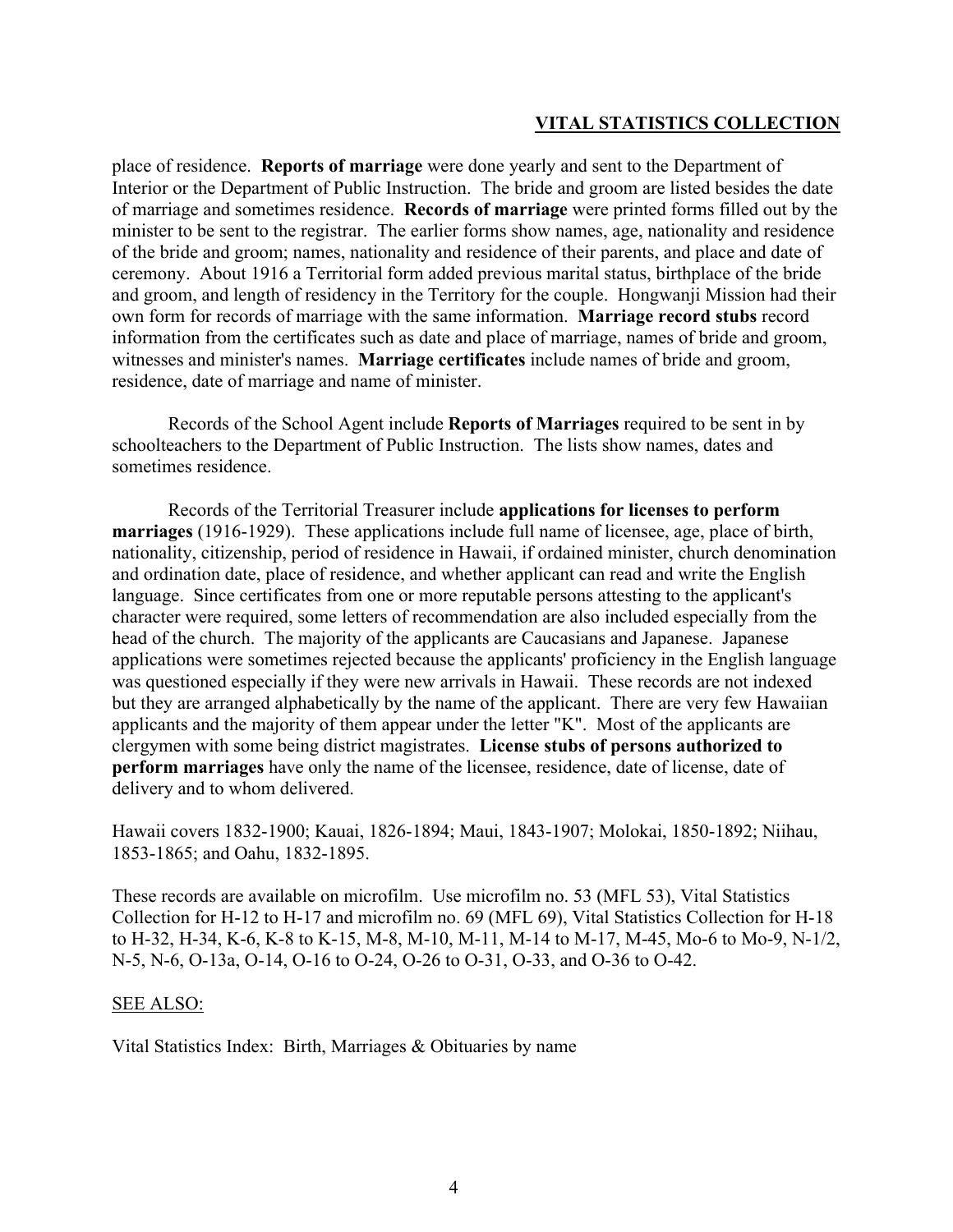place of residence. **Reports of marriage** were done yearly and sent to the Department of Interior or the Department of Public Instruction. The bride and groom are listed besides the date of marriage and sometimes residence. **Records of marriage** were printed forms filled out by the minister to be sent to the registrar. The earlier forms show names, age, nationality and residence of the bride and groom; names, nationality and residence of their parents, and place and date of ceremony. About 1916 a Territorial form added previous marital status, birthplace of the bride and groom, and length of residency in the Territory for the couple. Hongwanji Mission had their own form for records of marriage with the same information. **Marriage record stubs** record information from the certificates such as date and place of marriage, names of bride and groom, witnesses and minister's names. **Marriage certificates** include names of bride and groom, residence, date of marriage and name of minister.

Records of the School Agent include **Reports of Marriages** required to be sent in by schoolteachers to the Department of Public Instruction. The lists show names, dates and sometimes residence.

Records of the Territorial Treasurer include **applications for licenses to perform marriages** (1916-1929). These applications include full name of licensee, age, place of birth, nationality, citizenship, period of residence in Hawaii, if ordained minister, church denomination and ordination date, place of residence, and whether applicant can read and write the English language. Since certificates from one or more reputable persons attesting to the applicant's character were required, some letters of recommendation are also included especially from the head of the church. The majority of the applicants are Caucasians and Japanese. Japanese applications were sometimes rejected because the applicants' proficiency in the English language was questioned especially if they were new arrivals in Hawaii. These records are not indexed but they are arranged alphabetically by the name of the applicant. There are very few Hawaiian applicants and the majority of them appear under the letter "K". Most of the applicants are clergymen with some being district magistrates. **License stubs of persons authorized to perform marriages** have only the name of the licensee, residence, date of license, date of delivery and to whom delivered.

Hawaii covers 1832-1900; Kauai, 1826-1894; Maui, 1843-1907; Molokai, 1850-1892; Niihau, 1853-1865; and Oahu, 1832-1895.

These records are available on microfilm. Use microfilm no. 53 (MFL 53), Vital Statistics Collection for H-12 to H-17 and microfilm no. 69 (MFL 69), Vital Statistics Collection for H-18 to H-32, H-34, K-6, K-8 to K-15, M-8, M-10, M-11, M-14 to M-17, M-45, Mo-6 to Mo-9, N-1/2, N-5, N-6, O-13a, O-14, O-16 to O-24, O-26 to O-31, O-33, and O-36 to O-42.

SEE ALSO:

Vital Statistics Index: Birth, Marriages & Obituaries by name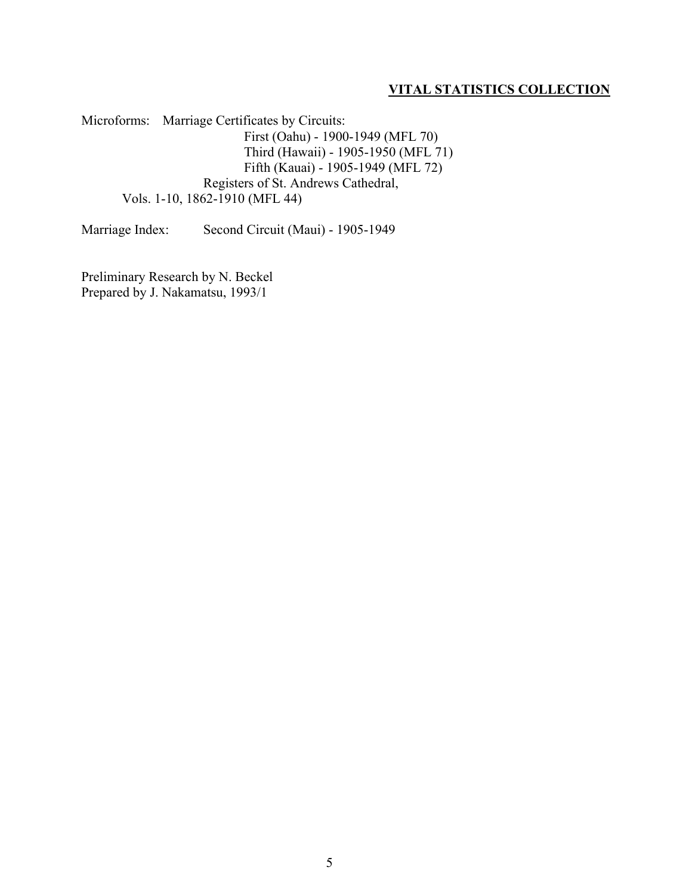## VITAL STATISTICS COLLECTION

Microforms: Marriage Certificates by Circuits:

First (Oahu) - 1900-1949 (MFL 70)
Third (Hawaii) - 1905-1950 (MFL 71)
Fifth (Kauai) - 1905-1949 (MFL 72)

Registers of St. Andrews Cathedral,
Vols. 1-10, 1862-1910 (MFL 44)

Marriage Index: Second Circuit (Maui) - 1905-1949

Preliminary Research by N. Beckel
Prepared by J. Nakamatsu, 1993/1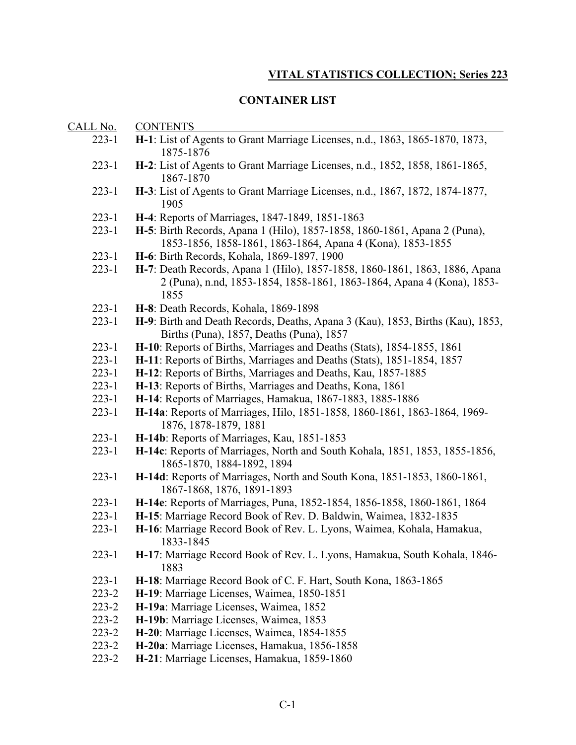## VITAL STATISTICS COLLECTION; Series 223

### CONTAINER LIST

| CALL No. | CONTENTS |
|---|---|
| 223-1 | **H-1**: List of Agents to Grant Marriage Licenses, n.d., 1863, 1865-1870, 1873, 1875-1876 |
| 223-1 | **H-2**: List of Agents to Grant Marriage Licenses, n.d., 1852, 1858, 1861-1865, 1867-1870 |
| 223-1 | **H-3**: List of Agents to Grant Marriage Licenses, n.d., 1867, 1872, 1874-1877, 1905 |
| 223-1 | **H-4**: Reports of Marriages, 1847-1849, 1851-1863 |
| 223-1 | **H-5**: Birth Records, Apana 1 (Hilo), 1857-1858, 1860-1861, Apana 2 (Puna), 1853-1856, 1858-1861, 1863-1864, Apana 4 (Kona), 1853-1855 |
| 223-1 | **H-6**: Birth Records, Kohala, 1869-1897, 1900 |
| 223-1 | **H-7**: Death Records, Apana 1 (Hilo), 1857-1858, 1860-1861, 1863, 1886, Apana 2 (Puna), n.nd, 1853-1854, 1858-1861, 1863-1864, Apana 4 (Kona), 1853-1855 |
| 223-1 | **H-8**: Death Records, Kohala, 1869-1898 |
| 223-1 | **H-9**: Birth and Death Records, Deaths, Apana 3 (Kau), 1853, Births (Kau), 1853, Births (Puna), 1857, Deaths (Puna), 1857 |
| 223-1 | **H-10**: Reports of Births, Marriages and Deaths (Stats), 1854-1855, 1861 |
| 223-1 | **H-11**: Reports of Births, Marriages and Deaths (Stats), 1851-1854, 1857 |
| 223-1 | **H-12**: Reports of Births, Marriages and Deaths, Kau, 1857-1885 |
| 223-1 | **H-13**: Reports of Births, Marriages and Deaths, Kona, 1861 |
| 223-1 | **H-14**: Reports of Marriages, Hamakua, 1867-1883, 1885-1886 |
| 223-1 | **H-14a**: Reports of Marriages, Hilo, 1851-1858, 1860-1861, 1863-1864, 1969-1876, 1878-1879, 1881 |
| 223-1 | **H-14b**: Reports of Marriages, Kau, 1851-1853 |
| 223-1 | **H-14c**: Reports of Marriages, North and South Kohala, 1851, 1853, 1855-1856, 1865-1870, 1884-1892, 1894 |
| 223-1 | **H-14d**: Reports of Marriages, North and South Kona, 1851-1853, 1860-1861, 1867-1868, 1876, 1891-1893 |
| 223-1 | **H-14e**: Reports of Marriages, Puna, 1852-1854, 1856-1858, 1860-1861, 1864 |
| 223-1 | **H-15**: Marriage Record Book of Rev. D. Baldwin, Waimea, 1832-1835 |
| 223-1 | **H-16**: Marriage Record Book of Rev. L. Lyons, Waimea, Kohala, Hamakua, 1833-1845 |
| 223-1 | **H-17**: Marriage Record Book of Rev. L. Lyons, Hamakua, South Kohala, 1846-1883 |
| 223-1 | **H-18**: Marriage Record Book of C. F. Hart, South Kona, 1863-1865 |
| 223-2 | **H-19**: Marriage Licenses, Waimea, 1850-1851 |
| 223-2 | **H-19a**: Marriage Licenses, Waimea, 1852 |
| 223-2 | **H-19b**: Marriage Licenses, Waimea, 1853 |
| 223-2 | **H-20**: Marriage Licenses, Waimea, 1854-1855 |
| 223-2 | **H-20a**: Marriage Licenses, Hamakua, 1856-1858 |
| 223-2 | **H-21**: Marriage Licenses, Hamakua, 1859-1860 |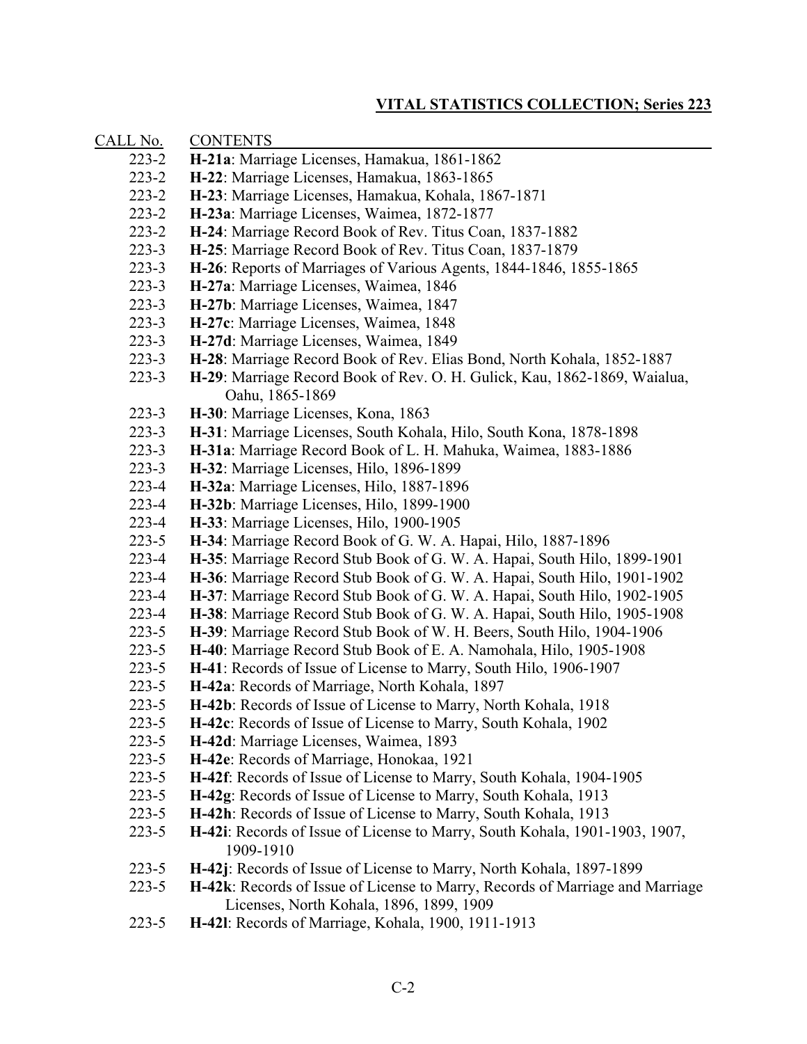## VITAL STATISTICS COLLECTION; Series 223

| CALL No. | CONTENTS |
|---|---|
| 223-2 | **H-21a**: Marriage Licenses, Hamakua, 1861-1862 |
| 223-2 | **H-22**: Marriage Licenses, Hamakua, 1863-1865 |
| 223-2 | **H-23**: Marriage Licenses, Hamakua, Kohala, 1867-1871 |
| 223-2 | **H-23a**: Marriage Licenses, Waimea, 1872-1877 |
| 223-2 | **H-24**: Marriage Record Book of Rev. Titus Coan, 1837-1882 |
| 223-3 | **H-25**: Marriage Record Book of Rev. Titus Coan, 1837-1879 |
| 223-3 | **H-26**: Reports of Marriages of Various Agents, 1844-1846, 1855-1865 |
| 223-3 | **H-27a**: Marriage Licenses, Waimea, 1846 |
| 223-3 | **H-27b**: Marriage Licenses, Waimea, 1847 |
| 223-3 | **H-27c**: Marriage Licenses, Waimea, 1848 |
| 223-3 | **H-27d**: Marriage Licenses, Waimea, 1849 |
| 223-3 | **H-28**: Marriage Record Book of Rev. Elias Bond, North Kohala, 1852-1887 |
| 223-3 | **H-29**: Marriage Record Book of Rev. O. H. Gulick, Kau, 1862-1869, Waialua, Oahu, 1865-1869 |
| 223-3 | **H-30**: Marriage Licenses, Kona, 1863 |
| 223-3 | **H-31**: Marriage Licenses, South Kohala, Hilo, South Kona, 1878-1898 |
| 223-3 | **H-31a**: Marriage Record Book of L. H. Mahuka, Waimea, 1883-1886 |
| 223-3 | **H-32**: Marriage Licenses, Hilo, 1896-1899 |
| 223-4 | **H-32a**: Marriage Licenses, Hilo, 1887-1896 |
| 223-4 | **H-32b**: Marriage Licenses, Hilo, 1899-1900 |
| 223-4 | **H-33**: Marriage Licenses, Hilo, 1900-1905 |
| 223-5 | **H-34**: Marriage Record Book of G. W. A. Hapai, Hilo, 1887-1896 |
| 223-4 | **H-35**: Marriage Record Stub Book of G. W. A. Hapai, South Hilo, 1899-1901 |
| 223-4 | **H-36**: Marriage Record Stub Book of G. W. A. Hapai, South Hilo, 1901-1902 |
| 223-4 | **H-37**: Marriage Record Stub Book of G. W. A. Hapai, South Hilo, 1902-1905 |
| 223-4 | **H-38**: Marriage Record Stub Book of G. W. A. Hapai, South Hilo, 1905-1908 |
| 223-5 | **H-39**: Marriage Record Stub Book of W. H. Beers, South Hilo, 1904-1906 |
| 223-5 | **H-40**: Marriage Record Stub Book of E. A. Namohala, Hilo, 1905-1908 |
| 223-5 | **H-41**: Records of Issue of License to Marry, South Hilo, 1906-1907 |
| 223-5 | **H-42a**: Records of Marriage, North Kohala, 1897 |
| 223-5 | **H-42b**: Records of Issue of License to Marry, North Kohala, 1918 |
| 223-5 | **H-42c**: Records of Issue of License to Marry, South Kohala, 1902 |
| 223-5 | **H-42d**: Marriage Licenses, Waimea, 1893 |
| 223-5 | **H-42e**: Records of Marriage, Honokaa, 1921 |
| 223-5 | **H-42f**: Records of Issue of License to Marry, South Kohala, 1904-1905 |
| 223-5 | **H-42g**: Records of Issue of License to Marry, South Kohala, 1913 |
| 223-5 | **H-42h**: Records of Issue of License to Marry, South Kohala, 1913 |
| 223-5 | **H-42i**: Records of Issue of License to Marry, South Kohala, 1901-1903, 1907, 1909-1910 |
| 223-5 | **H-42j**: Records of Issue of License to Marry, North Kohala, 1897-1899 |
| 223-5 | **H-42k**: Records of Issue of License to Marry, Records of Marriage and Marriage Licenses, North Kohala, 1896, 1899, 1909 |
| 223-5 | **H-42l**: Records of Marriage, Kohala, 1900, 1911-1913 |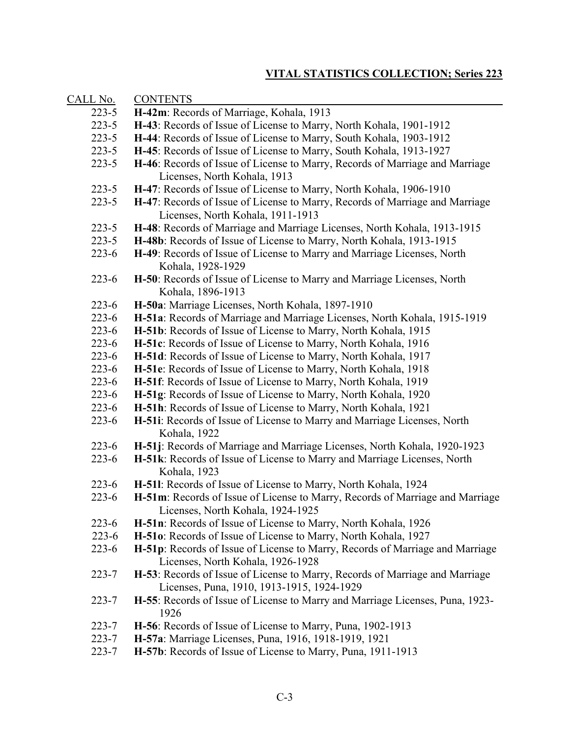## VITAL STATISTICS COLLECTION; Series 223

| CALL No. | CONTENTS |
|---|---|
| 223-5 | **H-42m**: Records of Marriage, Kohala, 1913 |
| 223-5 | **H-43**: Records of Issue of License to Marry, North Kohala, 1901-1912 |
| 223-5 | **H-44**: Records of Issue of License to Marry, South Kohala, 1903-1912 |
| 223-5 | **H-45**: Records of Issue of License to Marry, South Kohala, 1913-1927 |
| 223-5 | **H-46**: Records of Issue of License to Marry, Records of Marriage and Marriage Licenses, North Kohala, 1913 |
| 223-5 | **H-47**: Records of Issue of License to Marry, North Kohala, 1906-1910 |
| 223-5 | **H-47**: Records of Issue of License to Marry, Records of Marriage and Marriage Licenses, North Kohala, 1911-1913 |
| 223-5 | **H-48**: Records of Marriage and Marriage Licenses, North Kohala, 1913-1915 |
| 223-5 | **H-48b**: Records of Issue of License to Marry, North Kohala, 1913-1915 |
| 223-6 | **H-49**: Records of Issue of License to Marry and Marriage Licenses, North Kohala, 1928-1929 |
| 223-6 | **H-50**: Records of Issue of License to Marry and Marriage Licenses, North Kohala, 1896-1913 |
| 223-6 | **H-50a**: Marriage Licenses, North Kohala, 1897-1910 |
| 223-6 | **H-51a**: Records of Marriage and Marriage Licenses, North Kohala, 1915-1919 |
| 223-6 | **H-51b**: Records of Issue of License to Marry, North Kohala, 1915 |
| 223-6 | **H-51c**: Records of Issue of License to Marry, North Kohala, 1916 |
| 223-6 | **H-51d**: Records of Issue of License to Marry, North Kohala, 1917 |
| 223-6 | **H-51e**: Records of Issue of License to Marry, North Kohala, 1918 |
| 223-6 | **H-51f**: Records of Issue of License to Marry, North Kohala, 1919 |
| 223-6 | **H-51g**: Records of Issue of License to Marry, North Kohala, 1920 |
| 223-6 | **H-51h**: Records of Issue of License to Marry, North Kohala, 1921 |
| 223-6 | **H-51i**: Records of Issue of License to Marry and Marriage Licenses, North Kohala, 1922 |
| 223-6 | **H-51j**: Records of Marriage and Marriage Licenses, North Kohala, 1920-1923 |
| 223-6 | **H-51k**: Records of Issue of License to Marry and Marriage Licenses, North Kohala, 1923 |
| 223-6 | **H-51l**: Records of Issue of License to Marry, North Kohala, 1924 |
| 223-6 | **H-51m**: Records of Issue of License to Marry, Records of Marriage and Marriage Licenses, North Kohala, 1924-1925 |
| 223-6 | **H-51n**: Records of Issue of License to Marry, North Kohala, 1926 |
| 223-6 | **H-51o**: Records of Issue of License to Marry, North Kohala, 1927 |
| 223-6 | **H-51p**: Records of Issue of License to Marry, Records of Marriage and Marriage Licenses, North Kohala, 1926-1928 |
| 223-7 | **H-53**: Records of Issue of License to Marry, Records of Marriage and Marriage Licenses, Puna, 1910, 1913-1915, 1924-1929 |
| 223-7 | **H-55**: Records of Issue of License to Marry and Marriage Licenses, Puna, 1923-1926 |
| 223-7 | **H-56**: Records of Issue of License to Marry, Puna, 1902-1913 |
| 223-7 | **H-57a**: Marriage Licenses, Puna, 1916, 1918-1919, 1921 |
| 223-7 | **H-57b**: Records of Issue of License to Marry, Puna, 1911-1913 |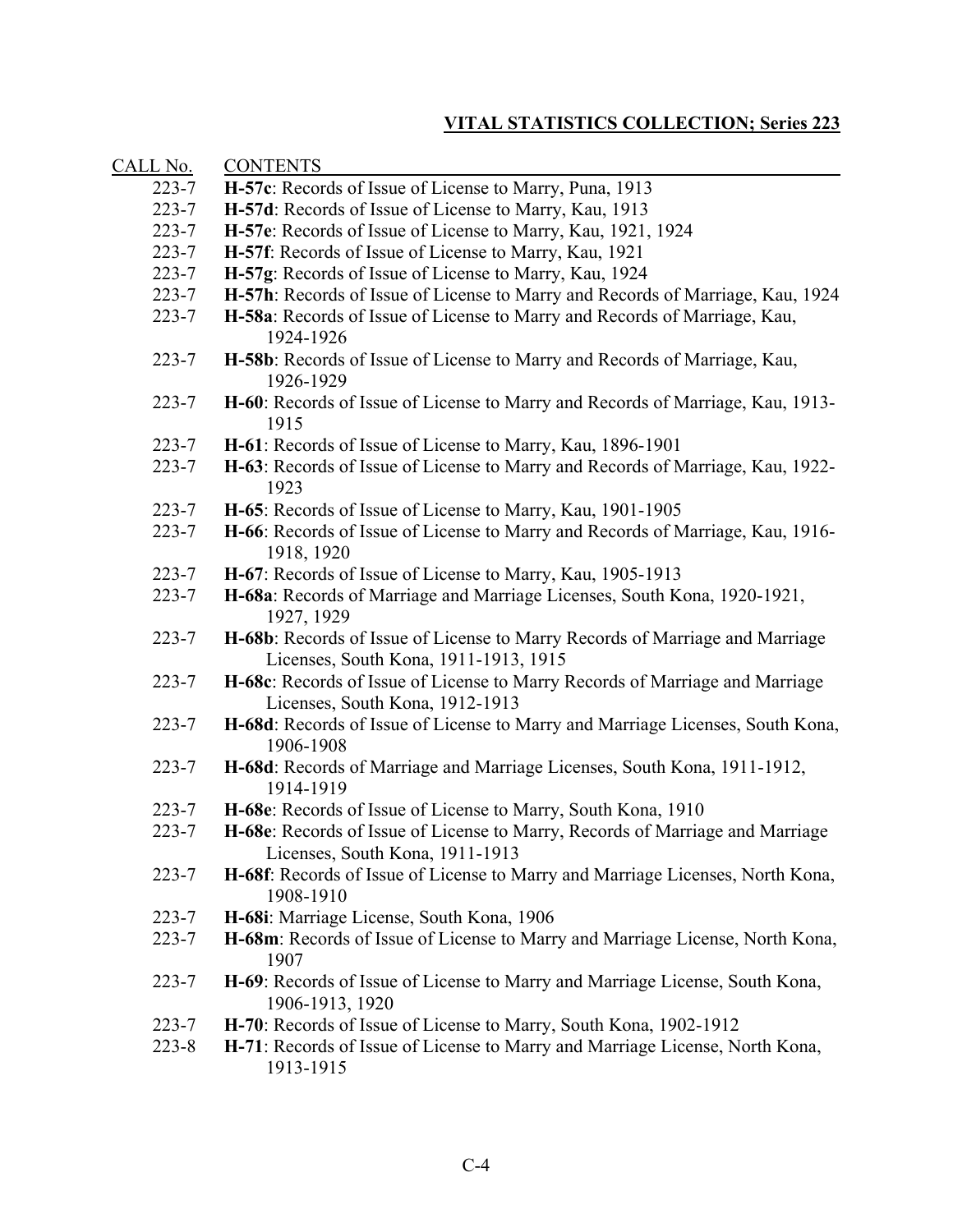**VITAL STATISTICS COLLECTION; Series 223**

| CALL No. | CONTENTS |
|---|---|
| 223-7 | **H-57c**: Records of Issue of License to Marry, Puna, 1913 |
| 223-7 | **H-57d**: Records of Issue of License to Marry, Kau, 1913 |
| 223-7 | **H-57e**: Records of Issue of License to Marry, Kau, 1921, 1924 |
| 223-7 | **H-57f**: Records of Issue of License to Marry, Kau, 1921 |
| 223-7 | **H-57g**: Records of Issue of License to Marry, Kau, 1924 |
| 223-7 | **H-57h**: Records of Issue of License to Marry and Records of Marriage, Kau, 1924 |
| 223-7 | **H-58a**: Records of Issue of License to Marry and Records of Marriage, Kau, 1924-1926 |
| 223-7 | **H-58b**: Records of Issue of License to Marry and Records of Marriage, Kau, 1926-1929 |
| 223-7 | **H-60**: Records of Issue of License to Marry and Records of Marriage, Kau, 1913-1915 |
| 223-7 | **H-61**: Records of Issue of License to Marry, Kau, 1896-1901 |
| 223-7 | **H-63**: Records of Issue of License to Marry and Records of Marriage, Kau, 1922-1923 |
| 223-7 | **H-65**: Records of Issue of License to Marry, Kau, 1901-1905 |
| 223-7 | **H-66**: Records of Issue of License to Marry and Records of Marriage, Kau, 1916-1918, 1920 |
| 223-7 | **H-67**: Records of Issue of License to Marry, Kau, 1905-1913 |
| 223-7 | **H-68a**: Records of Marriage and Marriage Licenses, South Kona, 1920-1921, 1927, 1929 |
| 223-7 | **H-68b**: Records of Issue of License to Marry Records of Marriage and Marriage Licenses, South Kona, 1911-1913, 1915 |
| 223-7 | **H-68c**: Records of Issue of License to Marry Records of Marriage and Marriage Licenses, South Kona, 1912-1913 |
| 223-7 | **H-68d**: Records of Issue of License to Marry and Marriage Licenses, South Kona, 1906-1908 |
| 223-7 | **H-68d**: Records of Marriage and Marriage Licenses, South Kona, 1911-1912, 1914-1919 |
| 223-7 | **H-68e**: Records of Issue of License to Marry, South Kona, 1910 |
| 223-7 | **H-68e**: Records of Issue of License to Marry, Records of Marriage and Marriage Licenses, South Kona, 1911-1913 |
| 223-7 | **H-68f**: Records of Issue of License to Marry and Marriage Licenses, North Kona, 1908-1910 |
| 223-7 | **H-68i**: Marriage License, South Kona, 1906 |
| 223-7 | **H-68m**: Records of Issue of License to Marry and Marriage License, North Kona, 1907 |
| 223-7 | **H-69**: Records of Issue of License to Marry and Marriage License, South Kona, 1906-1913, 1920 |
| 223-7 | **H-70**: Records of Issue of License to Marry, South Kona, 1902-1912 |
| 223-8 | **H-71**: Records of Issue of License to Marry and Marriage License, North Kona, 1913-1915 |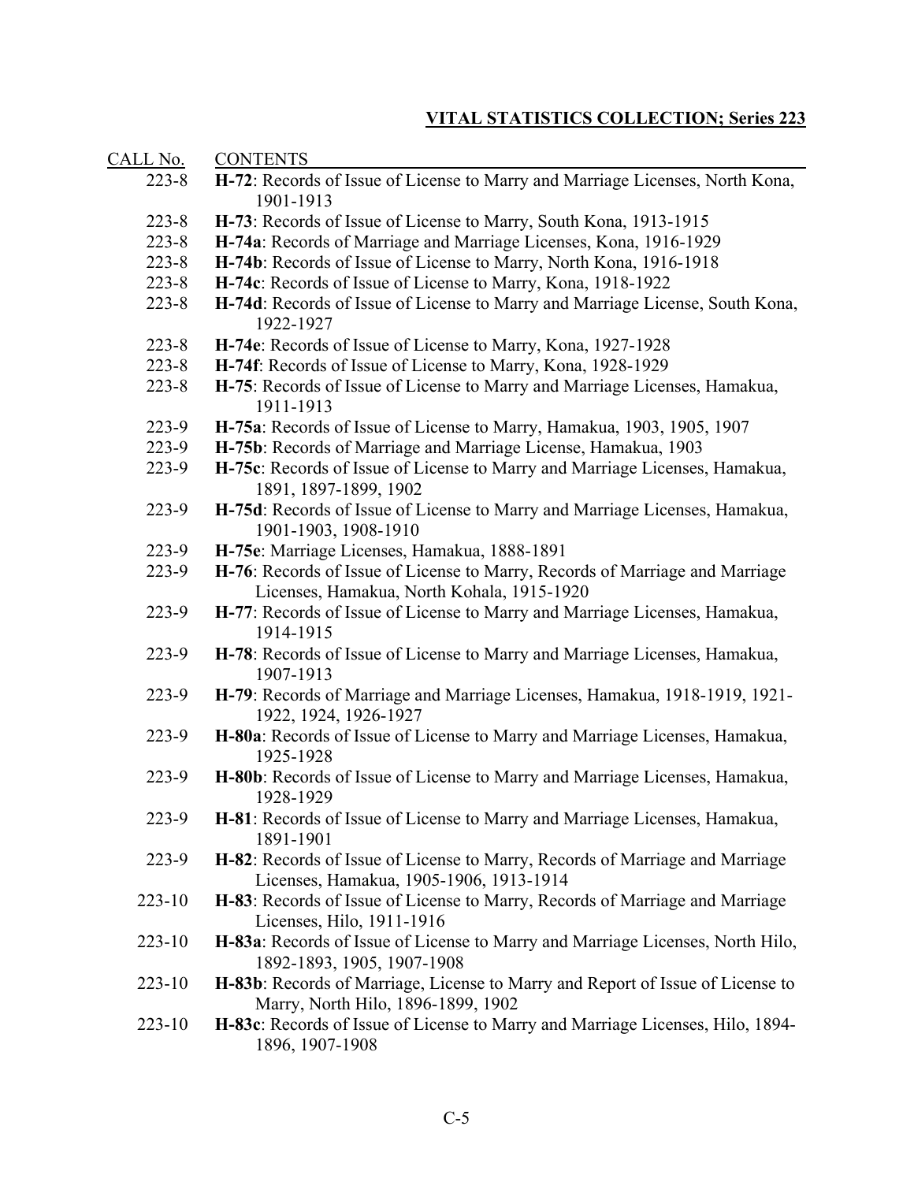## VITAL STATISTICS COLLECTION; Series 223

| CALL No. | CONTENTS |
|---|---|
| 223-8 | **H-72**: Records of Issue of License to Marry and Marriage Licenses, North Kona, 1901-1913 |
| 223-8 | **H-73**: Records of Issue of License to Marry, South Kona, 1913-1915 |
| 223-8 | **H-74a**: Records of Marriage and Marriage Licenses, Kona, 1916-1929 |
| 223-8 | **H-74b**: Records of Issue of License to Marry, North Kona, 1916-1918 |
| 223-8 | **H-74c**: Records of Issue of License to Marry, Kona, 1918-1922 |
| 223-8 | **H-74d**: Records of Issue of License to Marry and Marriage License, South Kona, 1922-1927 |
| 223-8 | **H-74e**: Records of Issue of License to Marry, Kona, 1927-1928 |
| 223-8 | **H-74f**: Records of Issue of License to Marry, Kona, 1928-1929 |
| 223-8 | **H-75**: Records of Issue of License to Marry and Marriage Licenses, Hamakua, 1911-1913 |
| 223-9 | **H-75a**: Records of Issue of License to Marry, Hamakua, 1903, 1905, 1907 |
| 223-9 | **H-75b**: Records of Marriage and Marriage License, Hamakua, 1903 |
| 223-9 | **H-75c**: Records of Issue of License to Marry and Marriage Licenses, Hamakua, 1891, 1897-1899, 1902 |
| 223-9 | **H-75d**: Records of Issue of License to Marry and Marriage Licenses, Hamakua, 1901-1903, 1908-1910 |
| 223-9 | **H-75e**: Marriage Licenses, Hamakua, 1888-1891 |
| 223-9 | **H-76**: Records of Issue of License to Marry, Records of Marriage and Marriage Licenses, Hamakua, North Kohala, 1915-1920 |
| 223-9 | **H-77**: Records of Issue of License to Marry and Marriage Licenses, Hamakua, 1914-1915 |
| 223-9 | **H-78**: Records of Issue of License to Marry and Marriage Licenses, Hamakua, 1907-1913 |
| 223-9 | **H-79**: Records of Marriage and Marriage Licenses, Hamakua, 1918-1919, 1921-1922, 1924, 1926-1927 |
| 223-9 | **H-80a**: Records of Issue of License to Marry and Marriage Licenses, Hamakua, 1925-1928 |
| 223-9 | **H-80b**: Records of Issue of License to Marry and Marriage Licenses, Hamakua, 1928-1929 |
| 223-9 | **H-81**: Records of Issue of License to Marry and Marriage Licenses, Hamakua, 1891-1901 |
| 223-9 | **H-82**: Records of Issue of License to Marry, Records of Marriage and Marriage Licenses, Hamakua, 1905-1906, 1913-1914 |
| 223-10 | **H-83**: Records of Issue of License to Marry, Records of Marriage and Marriage Licenses, Hilo, 1911-1916 |
| 223-10 | **H-83a**: Records of Issue of License to Marry and Marriage Licenses, North Hilo, 1892-1893, 1905, 1907-1908 |
| 223-10 | **H-83b**: Records of Marriage, License to Marry and Report of Issue of License to Marry, North Hilo, 1896-1899, 1902 |
| 223-10 | **H-83c**: Records of Issue of License to Marry and Marriage Licenses, Hilo, 1894-1896, 1907-1908 |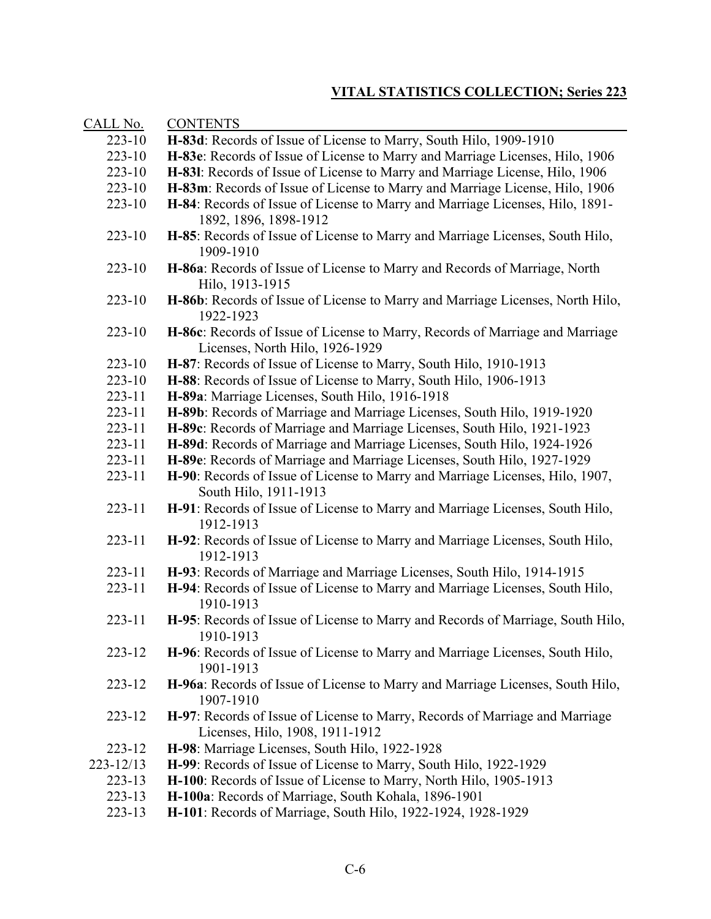## VITAL STATISTICS COLLECTION; Series 223

| CALL No. | CONTENTS |
|---|---|
| 223-10 | **H-83d**: Records of Issue of License to Marry, South Hilo, 1909-1910 |
| 223-10 | **H-83e**: Records of Issue of License to Marry and Marriage Licenses, Hilo, 1906 |
| 223-10 | **H-83l**: Records of Issue of License to Marry and Marriage License, Hilo, 1906 |
| 223-10 | **H-83m**: Records of Issue of License to Marry and Marriage License, Hilo, 1906 |
| 223-10 | **H-84**: Records of Issue of License to Marry and Marriage Licenses, Hilo, 1891-1892, 1896, 1898-1912 |
| 223-10 | **H-85**: Records of Issue of License to Marry and Marriage Licenses, South Hilo, 1909-1910 |
| 223-10 | **H-86a**: Records of Issue of License to Marry and Records of Marriage, North Hilo, 1913-1915 |
| 223-10 | **H-86b**: Records of Issue of License to Marry and Marriage Licenses, North Hilo, 1922-1923 |
| 223-10 | **H-86c**: Records of Issue of License to Marry, Records of Marriage and Marriage Licenses, North Hilo, 1926-1929 |
| 223-10 | **H-87**: Records of Issue of License to Marry, South Hilo, 1910-1913 |
| 223-10 | **H-88**: Records of Issue of License to Marry, South Hilo, 1906-1913 |
| 223-11 | **H-89a**: Marriage Licenses, South Hilo, 1916-1918 |
| 223-11 | **H-89b**: Records of Marriage and Marriage Licenses, South Hilo, 1919-1920 |
| 223-11 | **H-89c**: Records of Marriage and Marriage Licenses, South Hilo, 1921-1923 |
| 223-11 | **H-89d**: Records of Marriage and Marriage Licenses, South Hilo, 1924-1926 |
| 223-11 | **H-89e**: Records of Marriage and Marriage Licenses, South Hilo, 1927-1929 |
| 223-11 | **H-90**: Records of Issue of License to Marry and Marriage Licenses, Hilo, 1907, South Hilo, 1911-1913 |
| 223-11 | **H-91**: Records of Issue of License to Marry and Marriage Licenses, South Hilo, 1912-1913 |
| 223-11 | **H-92**: Records of Issue of License to Marry and Marriage Licenses, South Hilo, 1912-1913 |
| 223-11 | **H-93**: Records of Marriage and Marriage Licenses, South Hilo, 1914-1915 |
| 223-11 | **H-94**: Records of Issue of License to Marry and Marriage Licenses, South Hilo, 1910-1913 |
| 223-11 | **H-95**: Records of Issue of License to Marry and Records of Marriage, South Hilo, 1910-1913 |
| 223-12 | **H-96**: Records of Issue of License to Marry and Marriage Licenses, South Hilo, 1901-1913 |
| 223-12 | **H-96a**: Records of Issue of License to Marry and Marriage Licenses, South Hilo, 1907-1910 |
| 223-12 | **H-97**: Records of Issue of License to Marry, Records of Marriage and Marriage Licenses, Hilo, 1908, 1911-1912 |
| 223-12 | **H-98**: Marriage Licenses, South Hilo, 1922-1928 |
| 223-12/13 | **H-99**: Records of Issue of License to Marry, South Hilo, 1922-1929 |
| 223-13 | **H-100**: Records of Issue of License to Marry, North Hilo, 1905-1913 |
| 223-13 | **H-100a**: Records of Marriage, South Kohala, 1896-1901 |
| 223-13 | **H-101**: Records of Marriage, South Hilo, 1922-1924, 1928-1929 |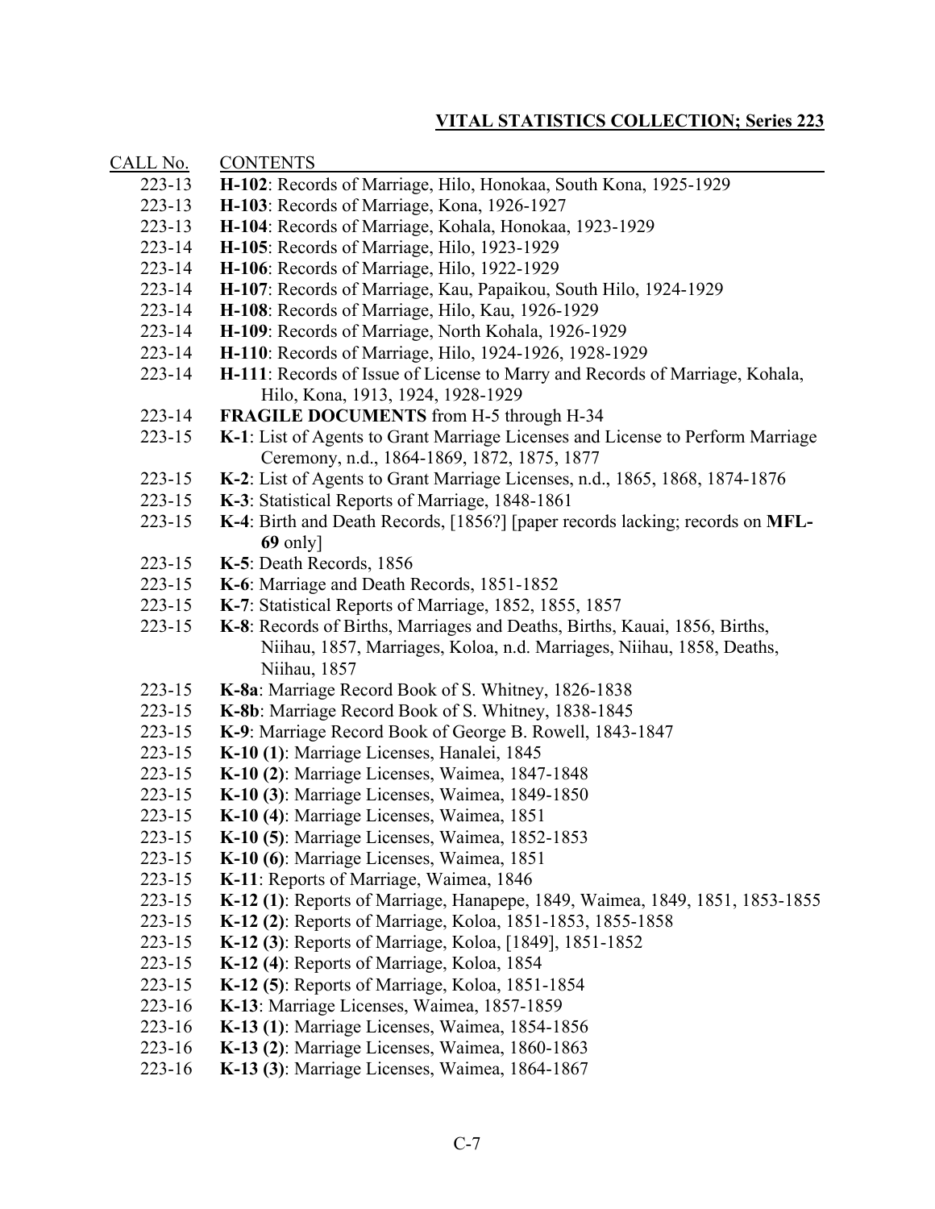**VITAL STATISTICS COLLECTION; Series 223**

| CALL No. | CONTENTS |
|---|---|
| 223-13 | **H-102**: Records of Marriage, Hilo, Honokaa, South Kona, 1925-1929 |
| 223-13 | **H-103**: Records of Marriage, Kona, 1926-1927 |
| 223-13 | **H-104**: Records of Marriage, Kohala, Honokaa, 1923-1929 |
| 223-14 | **H-105**: Records of Marriage, Hilo, 1923-1929 |
| 223-14 | **H-106**: Records of Marriage, Hilo, 1922-1929 |
| 223-14 | **H-107**: Records of Marriage, Kau, Papaikou, South Hilo, 1924-1929 |
| 223-14 | **H-108**: Records of Marriage, Hilo, Kau, 1926-1929 |
| 223-14 | **H-109**: Records of Marriage, North Kohala, 1926-1929 |
| 223-14 | **H-110**: Records of Marriage, Hilo, 1924-1926, 1928-1929 |
| 223-14 | **H-111**: Records of Issue of License to Marry and Records of Marriage, Kohala, Hilo, Kona, 1913, 1924, 1928-1929 |
| 223-14 | **FRAGILE DOCUMENTS** from H-5 through H-34 |
| 223-15 | **K-1**: List of Agents to Grant Marriage Licenses and License to Perform Marriage Ceremony, n.d., 1864-1869, 1872, 1875, 1877 |
| 223-15 | **K-2**: List of Agents to Grant Marriage Licenses, n.d., 1865, 1868, 1874-1876 |
| 223-15 | **K-3**: Statistical Reports of Marriage, 1848-1861 |
| 223-15 | **K-4**: Birth and Death Records, [1856?] [paper records lacking; records on **MFL-69** only] |
| 223-15 | **K-5**: Death Records, 1856 |
| 223-15 | **K-6**: Marriage and Death Records, 1851-1852 |
| 223-15 | **K-7**: Statistical Reports of Marriage, 1852, 1855, 1857 |
| 223-15 | **K-8**: Records of Births, Marriages and Deaths, Births, Kauai, 1856, Births, Niihau, 1857, Marriages, Koloa, n.d. Marriages, Niihau, 1858, Deaths, Niihau, 1857 |
| 223-15 | **K-8a**: Marriage Record Book of S. Whitney, 1826-1838 |
| 223-15 | **K-8b**: Marriage Record Book of S. Whitney, 1838-1845 |
| 223-15 | **K-9**: Marriage Record Book of George B. Rowell, 1843-1847 |
| 223-15 | **K-10 (1)**: Marriage Licenses, Hanalei, 1845 |
| 223-15 | **K-10 (2)**: Marriage Licenses, Waimea, 1847-1848 |
| 223-15 | **K-10 (3)**: Marriage Licenses, Waimea, 1849-1850 |
| 223-15 | **K-10 (4)**: Marriage Licenses, Waimea, 1851 |
| 223-15 | **K-10 (5)**: Marriage Licenses, Waimea, 1852-1853 |
| 223-15 | **K-10 (6)**: Marriage Licenses, Waimea, 1851 |
| 223-15 | **K-11**: Reports of Marriage, Waimea, 1846 |
| 223-15 | **K-12 (1)**: Reports of Marriage, Hanapepe, 1849, Waimea, 1849, 1851, 1853-1855 |
| 223-15 | **K-12 (2)**: Reports of Marriage, Koloa, 1851-1853, 1855-1858 |
| 223-15 | **K-12 (3)**: Reports of Marriage, Koloa, [1849], 1851-1852 |
| 223-15 | **K-12 (4)**: Reports of Marriage, Koloa, 1854 |
| 223-15 | **K-12 (5)**: Reports of Marriage, Koloa, 1851-1854 |
| 223-16 | **K-13**: Marriage Licenses, Waimea, 1857-1859 |
| 223-16 | **K-13 (1)**: Marriage Licenses, Waimea, 1854-1856 |
| 223-16 | **K-13 (2)**: Marriage Licenses, Waimea, 1860-1863 |
| 223-16 | **K-13 (3)**: Marriage Licenses, Waimea, 1864-1867 |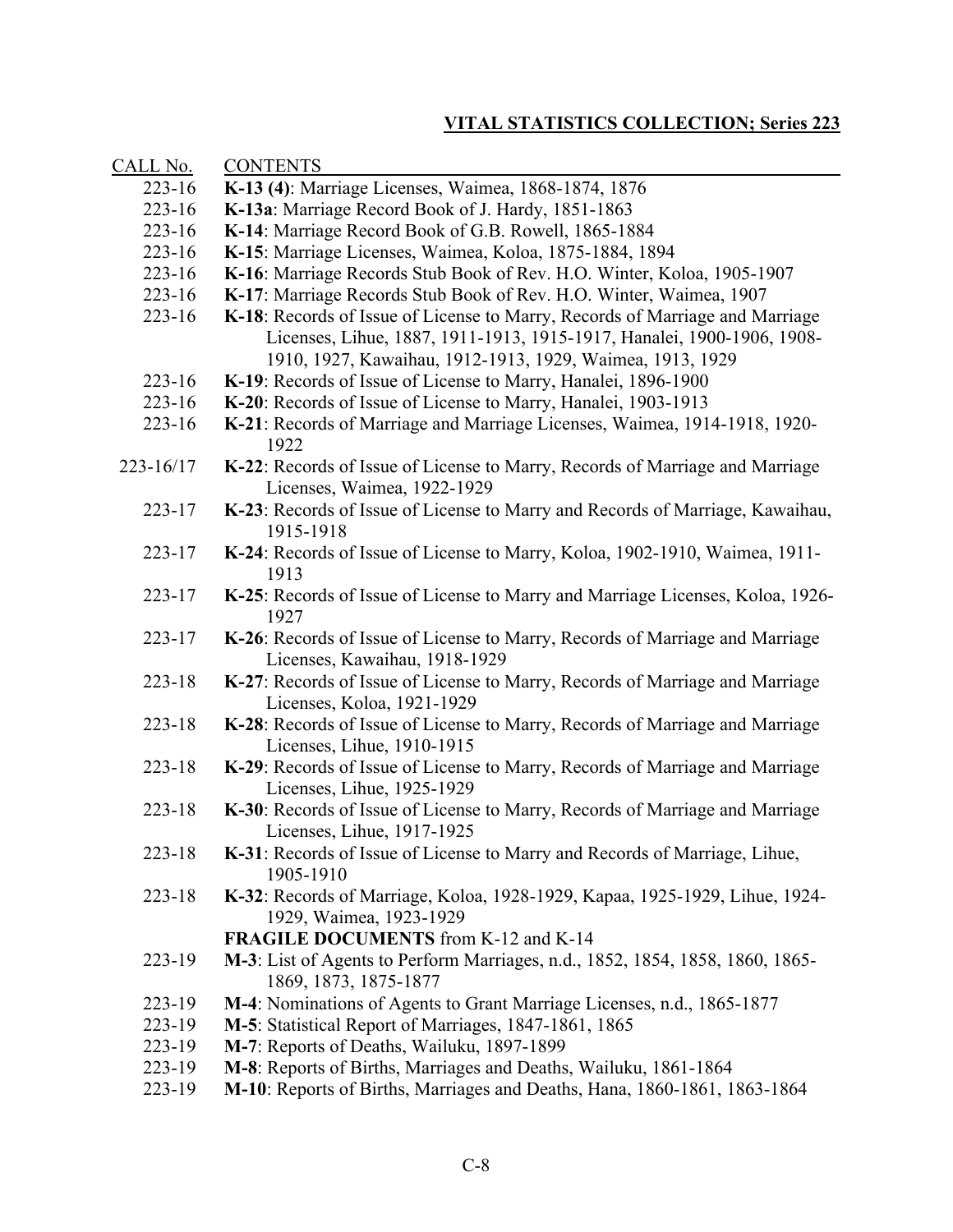## VITAL STATISTICS COLLECTION; Series 223

| CALL No. | CONTENTS |
|---|---|
| 223-16 | **K-13 (4)**: Marriage Licenses, Waimea, 1868-1874, 1876 |
| 223-16 | **K-13a**: Marriage Record Book of J. Hardy, 1851-1863 |
| 223-16 | **K-14**: Marriage Record Book of G.B. Rowell, 1865-1884 |
| 223-16 | **K-15**: Marriage Licenses, Waimea, Koloa, 1875-1884, 1894 |
| 223-16 | **K-16**: Marriage Records Stub Book of Rev. H.O. Winter, Koloa, 1905-1907 |
| 223-16 | **K-17**: Marriage Records Stub Book of Rev. H.O. Winter, Waimea, 1907 |
| 223-16 | **K-18**: Records of Issue of License to Marry, Records of Marriage and Marriage Licenses, Lihue, 1887, 1911-1913, 1915-1917, Hanalei, 1900-1906, 1908-1910, 1927, Kawaihau, 1912-1913, 1929, Waimea, 1913, 1929 |
| 223-16 | **K-19**: Records of Issue of License to Marry, Hanalei, 1896-1900 |
| 223-16 | **K-20**: Records of Issue of License to Marry, Hanalei, 1903-1913 |
| 223-16 | **K-21**: Records of Marriage and Marriage Licenses, Waimea, 1914-1918, 1920-1922 |
| 223-16/17 | **K-22**: Records of Issue of License to Marry, Records of Marriage and Marriage Licenses, Waimea, 1922-1929 |
| 223-17 | **K-23**: Records of Issue of License to Marry and Records of Marriage, Kawaihau, 1915-1918 |
| 223-17 | **K-24**: Records of Issue of License to Marry, Koloa, 1902-1910, Waimea, 1911-1913 |
| 223-17 | **K-25**: Records of Issue of License to Marry and Marriage Licenses, Koloa, 1926-1927 |
| 223-17 | **K-26**: Records of Issue of License to Marry, Records of Marriage and Marriage Licenses, Kawaihau, 1918-1929 |
| 223-18 | **K-27**: Records of Issue of License to Marry, Records of Marriage and Marriage Licenses, Koloa, 1921-1929 |
| 223-18 | **K-28**: Records of Issue of License to Marry, Records of Marriage and Marriage Licenses, Lihue, 1910-1915 |
| 223-18 | **K-29**: Records of Issue of License to Marry, Records of Marriage and Marriage Licenses, Lihue, 1925-1929 |
| 223-18 | **K-30**: Records of Issue of License to Marry, Records of Marriage and Marriage Licenses, Lihue, 1917-1925 |
| 223-18 | **K-31**: Records of Issue of License to Marry and Records of Marriage, Lihue, 1905-1910 |
| 223-18 | **K-32**: Records of Marriage, Koloa, 1928-1929, Kapaa, 1925-1929, Lihue, 1924-1929, Waimea, 1923-1929 |
| | **FRAGILE DOCUMENTS** from K-12 and K-14 |
| 223-19 | **M-3**: List of Agents to Perform Marriages, n.d., 1852, 1854, 1858, 1860, 1865-1869, 1873, 1875-1877 |
| 223-19 | **M-4**: Nominations of Agents to Grant Marriage Licenses, n.d., 1865-1877 |
| 223-19 | **M-5**: Statistical Report of Marriages, 1847-1861, 1865 |
| 223-19 | **M-7**: Reports of Deaths, Wailuku, 1897-1899 |
| 223-19 | **M-8**: Reports of Births, Marriages and Deaths, Wailuku, 1861-1864 |
| 223-19 | **M-10**: Reports of Births, Marriages and Deaths, Hana, 1860-1861, 1863-1864 |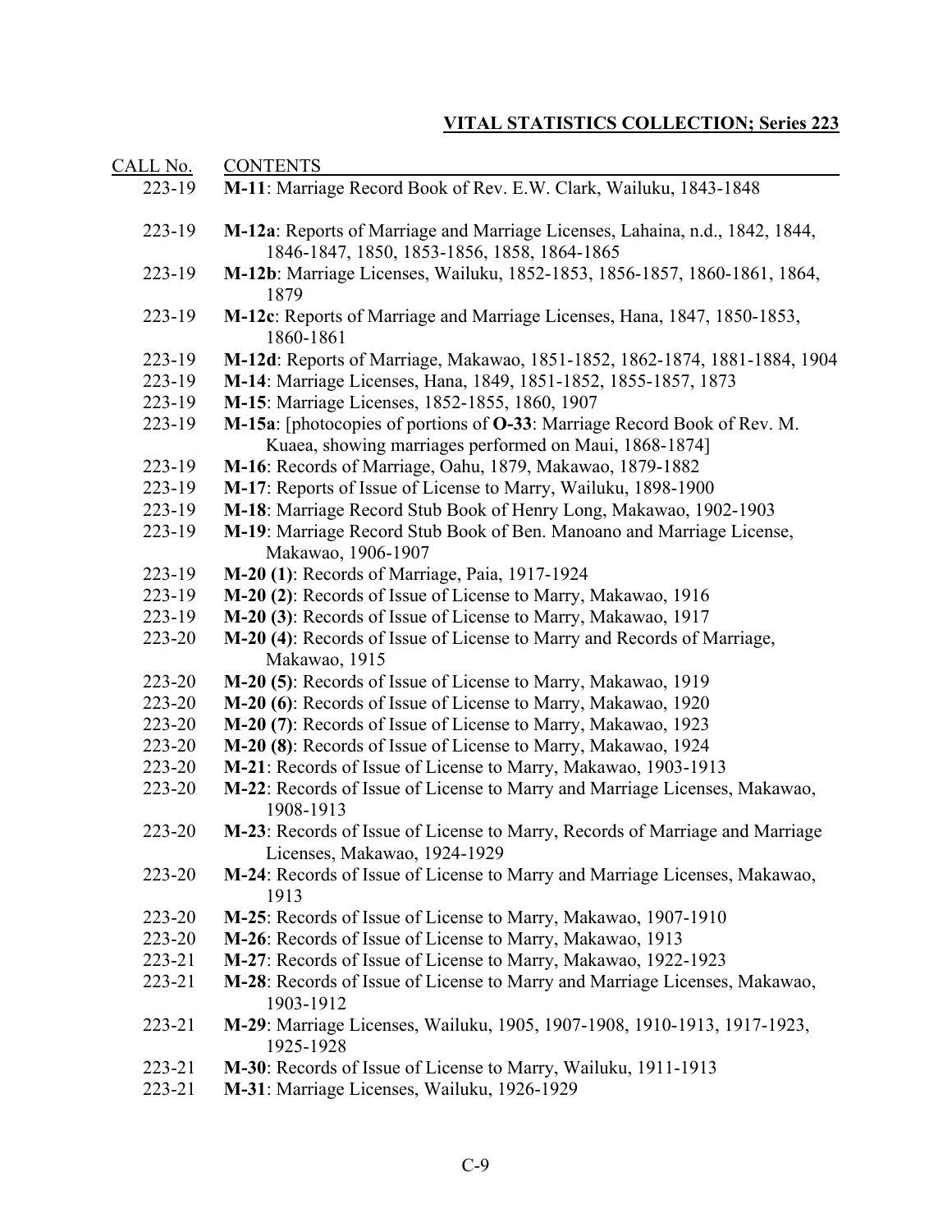## VITAL STATISTICS COLLECTION; Series 223

| CALL No. | CONTENTS |
|---|---|
| 223-19 | **M-11**: Marriage Record Book of Rev. E.W. Clark, Wailuku, 1843-1848 |
| 223-19 | **M-12a**: Reports of Marriage and Marriage Licenses, Lahaina, n.d., 1842, 1844, 1846-1847, 1850, 1853-1856, 1858, 1864-1865 |
| 223-19 | **M-12b**: Marriage Licenses, Wailuku, 1852-1853, 1856-1857, 1860-1861, 1864, 1879 |
| 223-19 | **M-12c**: Reports of Marriage and Marriage Licenses, Hana, 1847, 1850-1853, 1860-1861 |
| 223-19 | **M-12d**: Reports of Marriage, Makawao, 1851-1852, 1862-1874, 1881-1884, 1904 |
| 223-19 | **M-14**: Marriage Licenses, Hana, 1849, 1851-1852, 1855-1857, 1873 |
| 223-19 | **M-15**: Marriage Licenses, 1852-1855, 1860, 1907 |
| 223-19 | **M-15a**: [photocopies of portions of **O-33**: Marriage Record Book of Rev. M. Kuaea, showing marriages performed on Maui, 1868-1874] |
| 223-19 | **M-16**: Records of Marriage, Oahu, 1879, Makawao, 1879-1882 |
| 223-19 | **M-17**: Reports of Issue of License to Marry, Wailuku, 1898-1900 |
| 223-19 | **M-18**: Marriage Record Stub Book of Henry Long, Makawao, 1902-1903 |
| 223-19 | **M-19**: Marriage Record Stub Book of Ben. Manoano and Marriage License, Makawao, 1906-1907 |
| 223-19 | **M-20 (1)**: Records of Marriage, Paia, 1917-1924 |
| 223-19 | **M-20 (2)**: Records of Issue of License to Marry, Makawao, 1916 |
| 223-19 | **M-20 (3)**: Records of Issue of License to Marry, Makawao, 1917 |
| 223-20 | **M-20 (4)**: Records of Issue of License to Marry and Records of Marriage, Makawao, 1915 |
| 223-20 | **M-20 (5)**: Records of Issue of License to Marry, Makawao, 1919 |
| 223-20 | **M-20 (6)**: Records of Issue of License to Marry, Makawao, 1920 |
| 223-20 | **M-20 (7)**: Records of Issue of License to Marry, Makawao, 1923 |
| 223-20 | **M-20 (8)**: Records of Issue of License to Marry, Makawao, 1924 |
| 223-20 | **M-21**: Records of Issue of License to Marry, Makawao, 1903-1913 |
| 223-20 | **M-22**: Records of Issue of License to Marry and Marriage Licenses, Makawao, 1908-1913 |
| 223-20 | **M-23**: Records of Issue of License to Marry, Records of Marriage and Marriage Licenses, Makawao, 1924-1929 |
| 223-20 | **M-24**: Records of Issue of License to Marry and Marriage Licenses, Makawao, 1913 |
| 223-20 | **M-25**: Records of Issue of License to Marry, Makawao, 1907-1910 |
| 223-20 | **M-26**: Records of Issue of License to Marry, Makawao, 1913 |
| 223-21 | **M-27**: Records of Issue of License to Marry, Makawao, 1922-1923 |
| 223-21 | **M-28**: Records of Issue of License to Marry and Marriage Licenses, Makawao, 1903-1912 |
| 223-21 | **M-29**: Marriage Licenses, Wailuku, 1905, 1907-1908, 1910-1913, 1917-1923, 1925-1928 |
| 223-21 | **M-30**: Records of Issue of License to Marry, Wailuku, 1911-1913 |
| 223-21 | **M-31**: Marriage Licenses, Wailuku, 1926-1929 |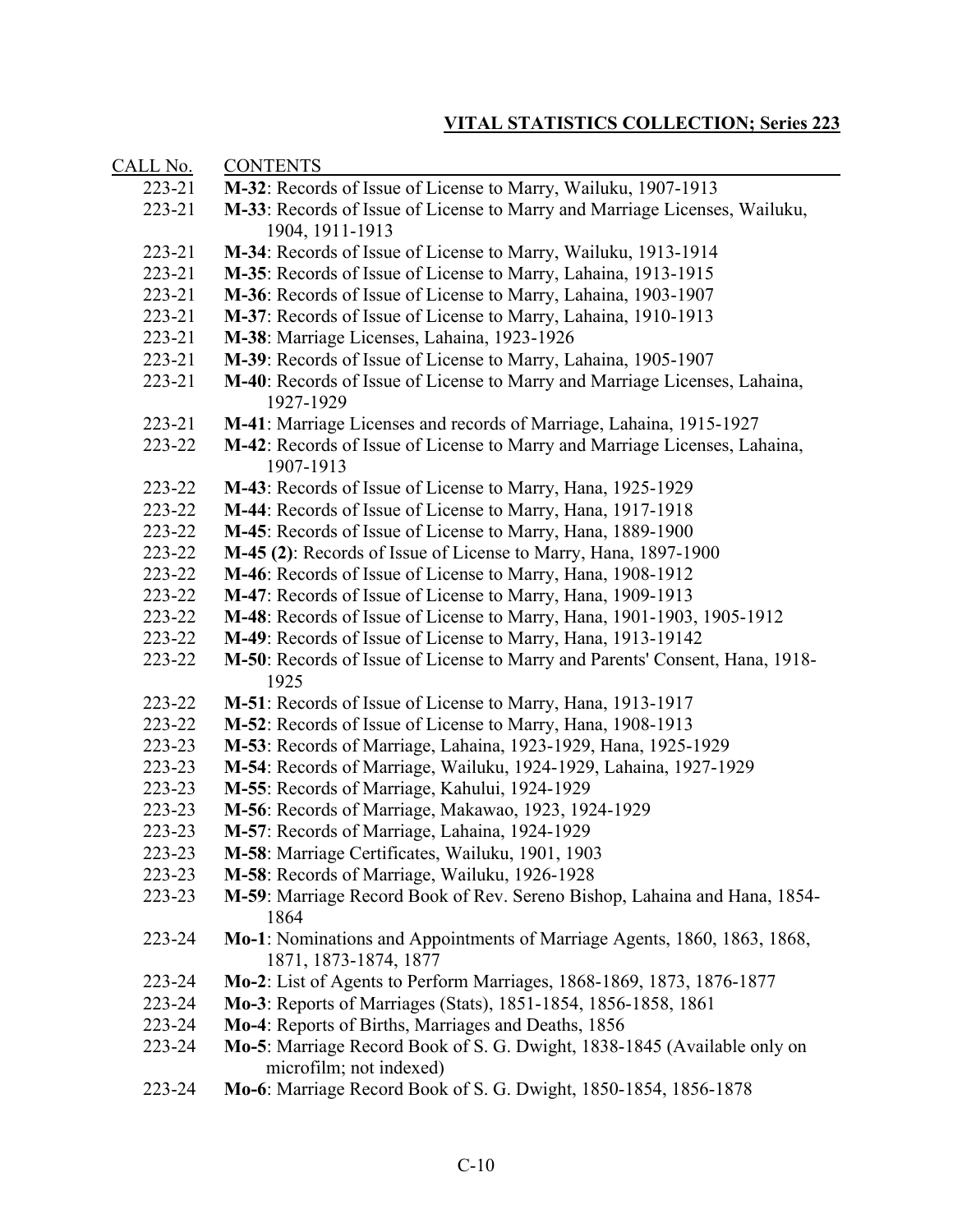## VITAL STATISTICS COLLECTION; Series 223

| CALL No. | CONTENTS |
|---|---|
| 223-21 | **M-32**: Records of Issue of License to Marry, Wailuku, 1907-1913 |
| 223-21 | **M-33**: Records of Issue of License to Marry and Marriage Licenses, Wailuku, 1904, 1911-1913 |
| 223-21 | **M-34**: Records of Issue of License to Marry, Wailuku, 1913-1914 |
| 223-21 | **M-35**: Records of Issue of License to Marry, Lahaina, 1913-1915 |
| 223-21 | **M-36**: Records of Issue of License to Marry, Lahaina, 1903-1907 |
| 223-21 | **M-37**: Records of Issue of License to Marry, Lahaina, 1910-1913 |
| 223-21 | **M-38**: Marriage Licenses, Lahaina, 1923-1926 |
| 223-21 | **M-39**: Records of Issue of License to Marry, Lahaina, 1905-1907 |
| 223-21 | **M-40**: Records of Issue of License to Marry and Marriage Licenses, Lahaina, 1927-1929 |
| 223-21 | **M-41**: Marriage Licenses and records of Marriage, Lahaina, 1915-1927 |
| 223-22 | **M-42**: Records of Issue of License to Marry and Marriage Licenses, Lahaina, 1907-1913 |
| 223-22 | **M-43**: Records of Issue of License to Marry, Hana, 1925-1929 |
| 223-22 | **M-44**: Records of Issue of License to Marry, Hana, 1917-1918 |
| 223-22 | **M-45**: Records of Issue of License to Marry, Hana, 1889-1900 |
| 223-22 | **M-45 (2)**: Records of Issue of License to Marry, Hana, 1897-1900 |
| 223-22 | **M-46**: Records of Issue of License to Marry, Hana, 1908-1912 |
| 223-22 | **M-47**: Records of Issue of License to Marry, Hana, 1909-1913 |
| 223-22 | **M-48**: Records of Issue of License to Marry, Hana, 1901-1903, 1905-1912 |
| 223-22 | **M-49**: Records of Issue of License to Marry, Hana, 1913-19142 |
| 223-22 | **M-50**: Records of Issue of License to Marry and Parents' Consent, Hana, 1918-1925 |
| 223-22 | **M-51**: Records of Issue of License to Marry, Hana, 1913-1917 |
| 223-22 | **M-52**: Records of Issue of License to Marry, Hana, 1908-1913 |
| 223-23 | **M-53**: Records of Marriage, Lahaina, 1923-1929, Hana, 1925-1929 |
| 223-23 | **M-54**: Records of Marriage, Wailuku, 1924-1929, Lahaina, 1927-1929 |
| 223-23 | **M-55**: Records of Marriage, Kahului, 1924-1929 |
| 223-23 | **M-56**: Records of Marriage, Makawao, 1923, 1924-1929 |
| 223-23 | **M-57**: Records of Marriage, Lahaina, 1924-1929 |
| 223-23 | **M-58**: Marriage Certificates, Wailuku, 1901, 1903 |
| 223-23 | **M-58**: Records of Marriage, Wailuku, 1926-1928 |
| 223-23 | **M-59**: Marriage Record Book of Rev. Sereno Bishop, Lahaina and Hana, 1854-1864 |
| 223-24 | **Mo-1**: Nominations and Appointments of Marriage Agents, 1860, 1863, 1868, 1871, 1873-1874, 1877 |
| 223-24 | **Mo-2**: List of Agents to Perform Marriages, 1868-1869, 1873, 1876-1877 |
| 223-24 | **Mo-3**: Reports of Marriages (Stats), 1851-1854, 1856-1858, 1861 |
| 223-24 | **Mo-4**: Reports of Births, Marriages and Deaths, 1856 |
| 223-24 | **Mo-5**: Marriage Record Book of S. G. Dwight, 1838-1845 (Available only on microfilm; not indexed) |
| 223-24 | **Mo-6**: Marriage Record Book of S. G. Dwight, 1850-1854, 1856-1878 |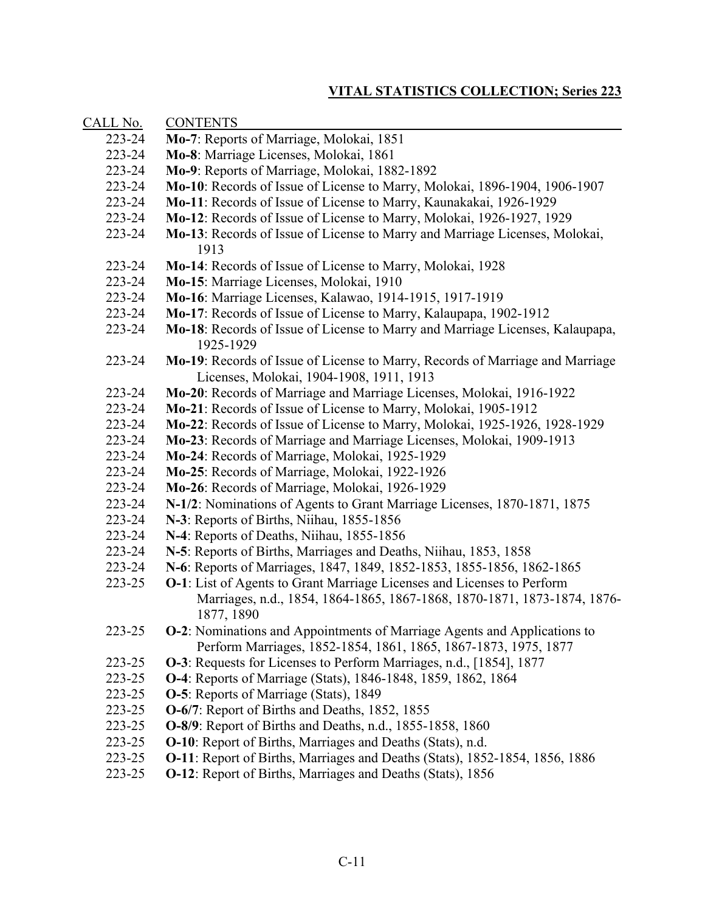## VITAL STATISTICS COLLECTION; Series 223

| CALL No. | CONTENTS |
| --- | --- |
| 223-24 | **Mo-7**: Reports of Marriage, Molokai, 1851 |
| 223-24 | **Mo-8**: Marriage Licenses, Molokai, 1861 |
| 223-24 | **Mo-9**: Reports of Marriage, Molokai, 1882-1892 |
| 223-24 | **Mo-10**: Records of Issue of License to Marry, Molokai, 1896-1904, 1906-1907 |
| 223-24 | **Mo-11**: Records of Issue of License to Marry, Kaunakakai, 1926-1929 |
| 223-24 | **Mo-12**: Records of Issue of License to Marry, Molokai, 1926-1927, 1929 |
| 223-24 | **Mo-13**: Records of Issue of License to Marry and Marriage Licenses, Molokai, 1913 |
| 223-24 | **Mo-14**: Records of Issue of License to Marry, Molokai, 1928 |
| 223-24 | **Mo-15**: Marriage Licenses, Molokai, 1910 |
| 223-24 | **Mo-16**: Marriage Licenses, Kalawao, 1914-1915, 1917-1919 |
| 223-24 | **Mo-17**: Records of Issue of License to Marry, Kalaupapa, 1902-1912 |
| 223-24 | **Mo-18**: Records of Issue of License to Marry and Marriage Licenses, Kalaupapa, 1925-1929 |
| 223-24 | **Mo-19**: Records of Issue of License to Marry, Records of Marriage and Marriage Licenses, Molokai, 1904-1908, 1911, 1913 |
| 223-24 | **Mo-20**: Records of Marriage and Marriage Licenses, Molokai, 1916-1922 |
| 223-24 | **Mo-21**: Records of Issue of License to Marry, Molokai, 1905-1912 |
| 223-24 | **Mo-22**: Records of Issue of License to Marry, Molokai, 1925-1926, 1928-1929 |
| 223-24 | **Mo-23**: Records of Marriage and Marriage Licenses, Molokai, 1909-1913 |
| 223-24 | **Mo-24**: Records of Marriage, Molokai, 1925-1929 |
| 223-24 | **Mo-25**: Records of Marriage, Molokai, 1922-1926 |
| 223-24 | **Mo-26**: Records of Marriage, Molokai, 1926-1929 |
| 223-24 | **N-1/2**: Nominations of Agents to Grant Marriage Licenses, 1870-1871, 1875 |
| 223-24 | **N-3**: Reports of Births, Niihau, 1855-1856 |
| 223-24 | **N-4**: Reports of Deaths, Niihau, 1855-1856 |
| 223-24 | **N-5**: Reports of Births, Marriages and Deaths, Niihau, 1853, 1858 |
| 223-24 | **N-6**: Reports of Marriages, 1847, 1849, 1852-1853, 1855-1856, 1862-1865 |
| 223-25 | **O-1**: List of Agents to Grant Marriage Licenses and Licenses to Perform Marriages, n.d., 1854, 1864-1865, 1867-1868, 1870-1871, 1873-1874, 1876-1877, 1890 |
| 223-25 | **O-2**: Nominations and Appointments of Marriage Agents and Applications to Perform Marriages, 1852-1854, 1861, 1865, 1867-1873, 1975, 1877 |
| 223-25 | **O-3**: Requests for Licenses to Perform Marriages, n.d., [1854], 1877 |
| 223-25 | **O-4**: Reports of Marriage (Stats), 1846-1848, 1859, 1862, 1864 |
| 223-25 | **O-5**: Reports of Marriage (Stats), 1849 |
| 223-25 | **O-6/7**: Report of Births and Deaths, 1852, 1855 |
| 223-25 | **O-8/9**: Report of Births and Deaths, n.d., 1855-1858, 1860 |
| 223-25 | **O-10**: Report of Births, Marriages and Deaths (Stats), n.d. |
| 223-25 | **O-11**: Report of Births, Marriages and Deaths (Stats), 1852-1854, 1856, 1886 |
| 223-25 | **O-12**: Report of Births, Marriages and Deaths (Stats), 1856 |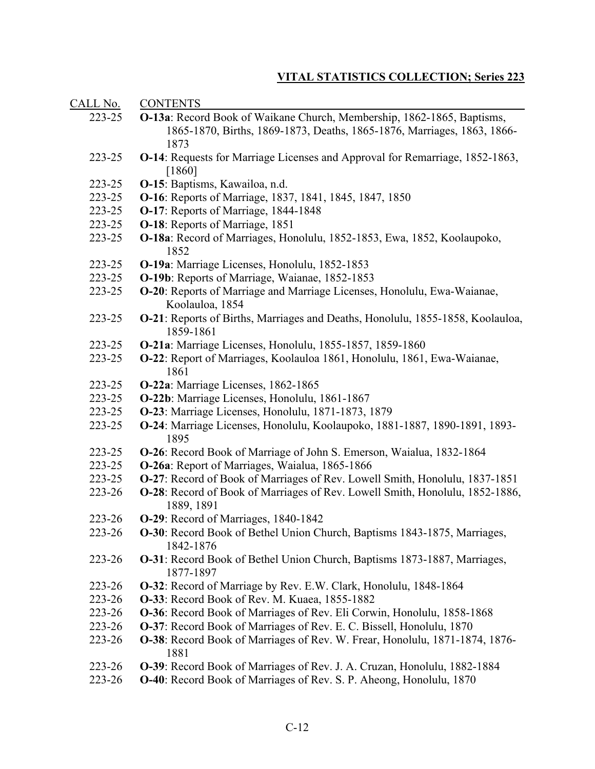## VITAL STATISTICS COLLECTION; Series 223

| CALL No. | CONTENTS |
|---|---|
| 223-25 | **O-13a**: Record Book of Waikane Church, Membership, 1862-1865, Baptisms, 1865-1870, Births, 1869-1873, Deaths, 1865-1876, Marriages, 1863, 1866-1873 |
| 223-25 | **O-14**: Requests for Marriage Licenses and Approval for Remarriage, 1852-1863, [1860] |
| 223-25 | **O-15**: Baptisms, Kawailoa, n.d. |
| 223-25 | **O-16**: Reports of Marriage, 1837, 1841, 1845, 1847, 1850 |
| 223-25 | **O-17**: Reports of Marriage, 1844-1848 |
| 223-25 | **O-18**: Reports of Marriage, 1851 |
| 223-25 | **O-18a**: Record of Marriages, Honolulu, 1852-1853, Ewa, 1852, Koolaupoko, 1852 |
| 223-25 | **O-19a**: Marriage Licenses, Honolulu, 1852-1853 |
| 223-25 | **O-19b**: Reports of Marriage, Waianae, 1852-1853 |
| 223-25 | **O-20**: Reports of Marriage and Marriage Licenses, Honolulu, Ewa-Waianae, Koolauloa, 1854 |
| 223-25 | **O-21**: Reports of Births, Marriages and Deaths, Honolulu, 1855-1858, Koolauloa, 1859-1861 |
| 223-25 | **O-21a**: Marriage Licenses, Honolulu, 1855-1857, 1859-1860 |
| 223-25 | **O-22**: Report of Marriages, Koolauloa 1861, Honolulu, 1861, Ewa-Waianae, 1861 |
| 223-25 | **O-22a**: Marriage Licenses, 1862-1865 |
| 223-25 | **O-22b**: Marriage Licenses, Honolulu, 1861-1867 |
| 223-25 | **O-23**: Marriage Licenses, Honolulu, 1871-1873, 1879 |
| 223-25 | **O-24**: Marriage Licenses, Honolulu, Koolaupoko, 1881-1887, 1890-1891, 1893-1895 |
| 223-25 | **O-26**: Record Book of Marriage of John S. Emerson, Waialua, 1832-1864 |
| 223-25 | **O-26a**: Report of Marriages, Waialua, 1865-1866 |
| 223-25 | **O-27**: Record of Book of Marriages of Rev. Lowell Smith, Honolulu, 1837-1851 |
| 223-26 | **O-28**: Record of Book of Marriages of Rev. Lowell Smith, Honolulu, 1852-1886, 1889, 1891 |
| 223-26 | **O-29**: Record of Marriages, 1840-1842 |
| 223-26 | **O-30**: Record Book of Bethel Union Church, Baptisms 1843-1875, Marriages, 1842-1876 |
| 223-26 | **O-31**: Record Book of Bethel Union Church, Baptisms 1873-1887, Marriages, 1877-1897 |
| 223-26 | **O-32**: Record of Marriage by Rev. E.W. Clark, Honolulu, 1848-1864 |
| 223-26 | **O-33**: Record Book of Rev. M. Kuaea, 1855-1882 |
| 223-26 | **O-36**: Record Book of Marriages of Rev. Eli Corwin, Honolulu, 1858-1868 |
| 223-26 | **O-37**: Record Book of Marriages of Rev. E. C. Bissell, Honolulu, 1870 |
| 223-26 | **O-38**: Record Book of Marriages of Rev. W. Frear, Honolulu, 1871-1874, 1876-1881 |
| 223-26 | **O-39**: Record Book of Marriages of Rev. J. A. Cruzan, Honolulu, 1882-1884 |
| 223-26 | **O-40**: Record Book of Marriages of Rev. S. P. Aheong, Honolulu, 1870 |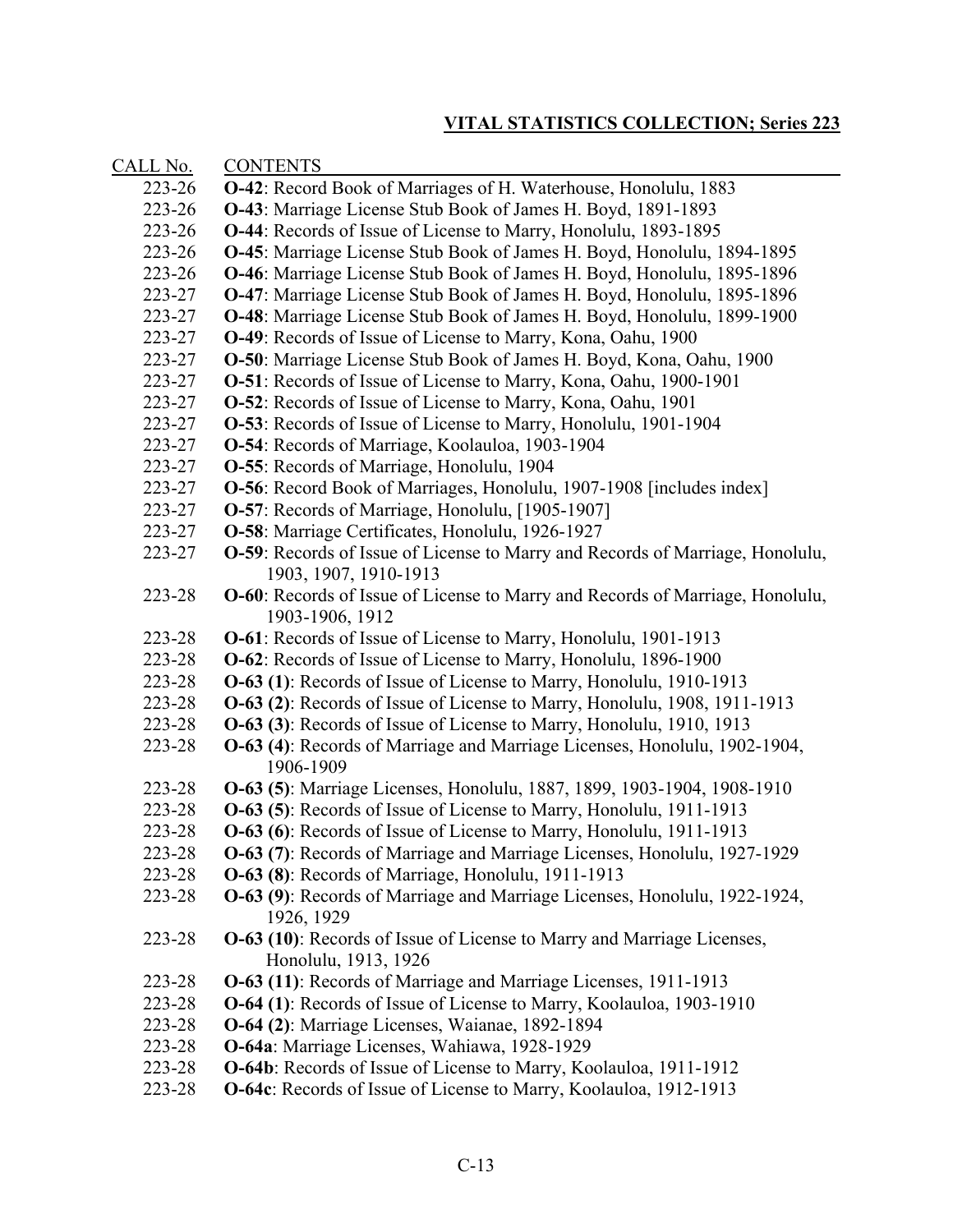## VITAL STATISTICS COLLECTION; Series 223

| CALL No. | CONTENTS |
|---|---|
| 223-26 | **O-42**: Record Book of Marriages of H. Waterhouse, Honolulu, 1883 |
| 223-26 | **O-43**: Marriage License Stub Book of James H. Boyd, 1891-1893 |
| 223-26 | **O-44**: Records of Issue of License to Marry, Honolulu, 1893-1895 |
| 223-26 | **O-45**: Marriage License Stub Book of James H. Boyd, Honolulu, 1894-1895 |
| 223-26 | **O-46**: Marriage License Stub Book of James H. Boyd, Honolulu, 1895-1896 |
| 223-27 | **O-47**: Marriage License Stub Book of James H. Boyd, Honolulu, 1895-1896 |
| 223-27 | **O-48**: Marriage License Stub Book of James H. Boyd, Honolulu, 1899-1900 |
| 223-27 | **O-49**: Records of Issue of License to Marry, Kona, Oahu, 1900 |
| 223-27 | **O-50**: Marriage License Stub Book of James H. Boyd, Kona, Oahu, 1900 |
| 223-27 | **O-51**: Records of Issue of License to Marry, Kona, Oahu, 1900-1901 |
| 223-27 | **O-52**: Records of Issue of License to Marry, Kona, Oahu, 1901 |
| 223-27 | **O-53**: Records of Issue of License to Marry, Honolulu, 1901-1904 |
| 223-27 | **O-54**: Records of Marriage, Koolauloa, 1903-1904 |
| 223-27 | **O-55**: Records of Marriage, Honolulu, 1904 |
| 223-27 | **O-56**: Record Book of Marriages, Honolulu, 1907-1908 [includes index] |
| 223-27 | **O-57**: Records of Marriage, Honolulu, [1905-1907] |
| 223-27 | **O-58**: Marriage Certificates, Honolulu, 1926-1927 |
| 223-27 | **O-59**: Records of Issue of License to Marry and Records of Marriage, Honolulu, 1903, 1907, 1910-1913 |
| 223-28 | **O-60**: Records of Issue of License to Marry and Records of Marriage, Honolulu, 1903-1906, 1912 |
| 223-28 | **O-61**: Records of Issue of License to Marry, Honolulu, 1901-1913 |
| 223-28 | **O-62**: Records of Issue of License to Marry, Honolulu, 1896-1900 |
| 223-28 | **O-63 (1)**: Records of Issue of License to Marry, Honolulu, 1910-1913 |
| 223-28 | **O-63 (2)**: Records of Issue of License to Marry, Honolulu, 1908, 1911-1913 |
| 223-28 | **O-63 (3)**: Records of Issue of License to Marry, Honolulu, 1910, 1913 |
| 223-28 | **O-63 (4)**: Records of Marriage and Marriage Licenses, Honolulu, 1902-1904, 1906-1909 |
| 223-28 | **O-63 (5)**: Marriage Licenses, Honolulu, 1887, 1899, 1903-1904, 1908-1910 |
| 223-28 | **O-63 (5)**: Records of Issue of License to Marry, Honolulu, 1911-1913 |
| 223-28 | **O-63 (6)**: Records of Issue of License to Marry, Honolulu, 1911-1913 |
| 223-28 | **O-63 (7)**: Records of Marriage and Marriage Licenses, Honolulu, 1927-1929 |
| 223-28 | **O-63 (8)**: Records of Marriage, Honolulu, 1911-1913 |
| 223-28 | **O-63 (9)**: Records of Marriage and Marriage Licenses, Honolulu, 1922-1924, 1926, 1929 |
| 223-28 | **O-63 (10)**: Records of Issue of License to Marry and Marriage Licenses, Honolulu, 1913, 1926 |
| 223-28 | **O-63 (11)**: Records of Marriage and Marriage Licenses, 1911-1913 |
| 223-28 | **O-64 (1)**: Records of Issue of License to Marry, Koolauloa, 1903-1910 |
| 223-28 | **O-64 (2)**: Marriage Licenses, Waianae, 1892-1894 |
| 223-28 | **O-64a**: Marriage Licenses, Wahiawa, 1928-1929 |
| 223-28 | **O-64b**: Records of Issue of License to Marry, Koolauloa, 1911-1912 |
| 223-28 | **O-64c**: Records of Issue of License to Marry, Koolauloa, 1912-1913 |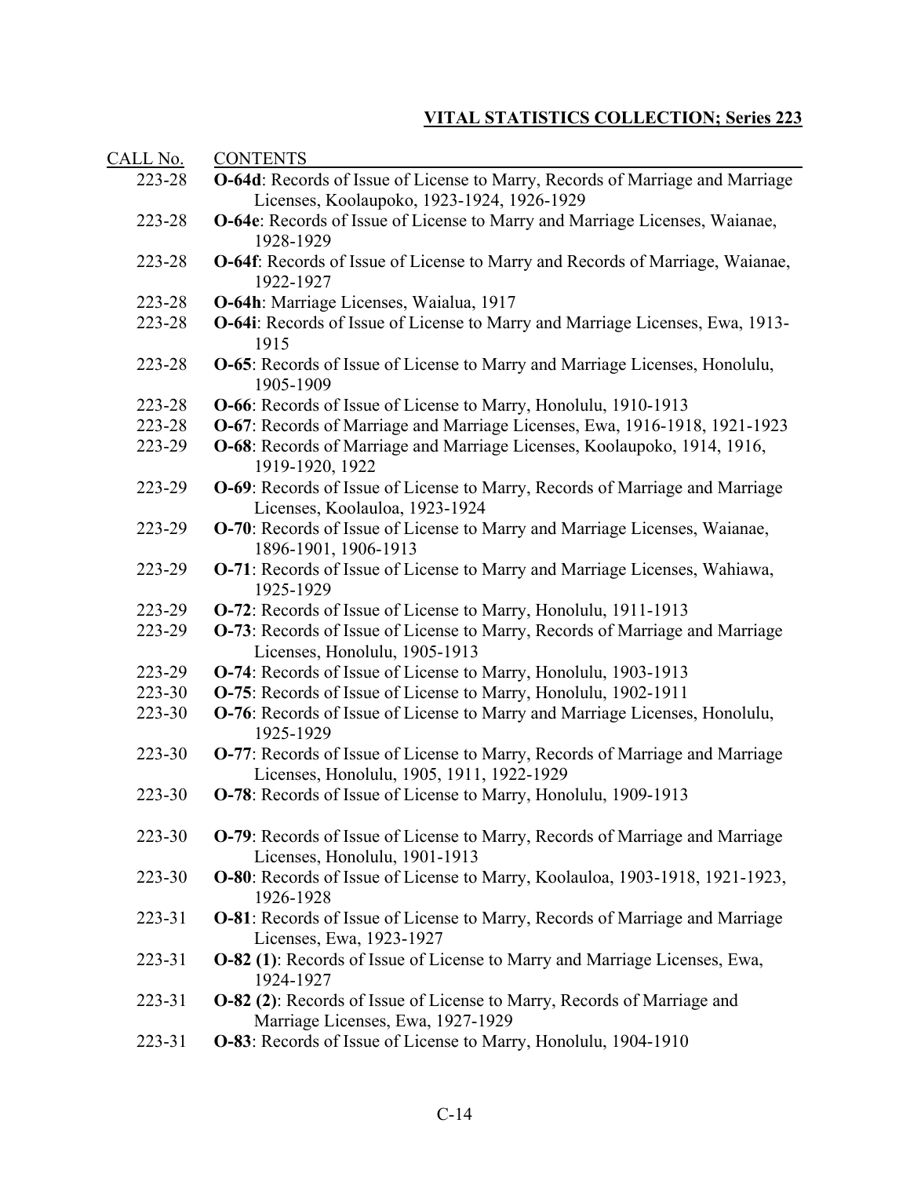## VITAL STATISTICS COLLECTION; Series 223

| CALL No. | CONTENTS |
|---|---|
| 223-28 | **O-64d**: Records of Issue of License to Marry, Records of Marriage and Marriage Licenses, Koolaupoko, 1923-1924, 1926-1929 |
| 223-28 | **O-64e**: Records of Issue of License to Marry and Marriage Licenses, Waianae, 1928-1929 |
| 223-28 | **O-64f**: Records of Issue of License to Marry and Records of Marriage, Waianae, 1922-1927 |
| 223-28 | **O-64h**: Marriage Licenses, Waialua, 1917 |
| 223-28 | **O-64i**: Records of Issue of License to Marry and Marriage Licenses, Ewa, 1913-1915 |
| 223-28 | **O-65**: Records of Issue of License to Marry and Marriage Licenses, Honolulu, 1905-1909 |
| 223-28 | **O-66**: Records of Issue of License to Marry, Honolulu, 1910-1913 |
| 223-28 | **O-67**: Records of Marriage and Marriage Licenses, Ewa, 1916-1918, 1921-1923 |
| 223-29 | **O-68**: Records of Marriage and Marriage Licenses, Koolaupoko, 1914, 1916, 1919-1920, 1922 |
| 223-29 | **O-69**: Records of Issue of License to Marry, Records of Marriage and Marriage Licenses, Koolauloa, 1923-1924 |
| 223-29 | **O-70**: Records of Issue of License to Marry and Marriage Licenses, Waianae, 1896-1901, 1906-1913 |
| 223-29 | **O-71**: Records of Issue of License to Marry and Marriage Licenses, Wahiawa, 1925-1929 |
| 223-29 | **O-72**: Records of Issue of License to Marry, Honolulu, 1911-1913 |
| 223-29 | **O-73**: Records of Issue of License to Marry, Records of Marriage and Marriage Licenses, Honolulu, 1905-1913 |
| 223-29 | **O-74**: Records of Issue of License to Marry, Honolulu, 1903-1913 |
| 223-30 | **O-75**: Records of Issue of License to Marry, Honolulu, 1902-1911 |
| 223-30 | **O-76**: Records of Issue of License to Marry and Marriage Licenses, Honolulu, 1925-1929 |
| 223-30 | **O-77**: Records of Issue of License to Marry, Records of Marriage and Marriage Licenses, Honolulu, 1905, 1911, 1922-1929 |
| 223-30 | **O-78**: Records of Issue of License to Marry, Honolulu, 1909-1913 |
| 223-30 | **O-79**: Records of Issue of License to Marry, Records of Marriage and Marriage Licenses, Honolulu, 1901-1913 |
| 223-30 | **O-80**: Records of Issue of License to Marry, Koolauloa, 1903-1918, 1921-1923, 1926-1928 |
| 223-31 | **O-81**: Records of Issue of License to Marry, Records of Marriage and Marriage Licenses, Ewa, 1923-1927 |
| 223-31 | **O-82 (1)**: Records of Issue of License to Marry and Marriage Licenses, Ewa, 1924-1927 |
| 223-31 | **O-82 (2)**: Records of Issue of License to Marry, Records of Marriage and Marriage Licenses, Ewa, 1927-1929 |
| 223-31 | **O-83**: Records of Issue of License to Marry, Honolulu, 1904-1910 |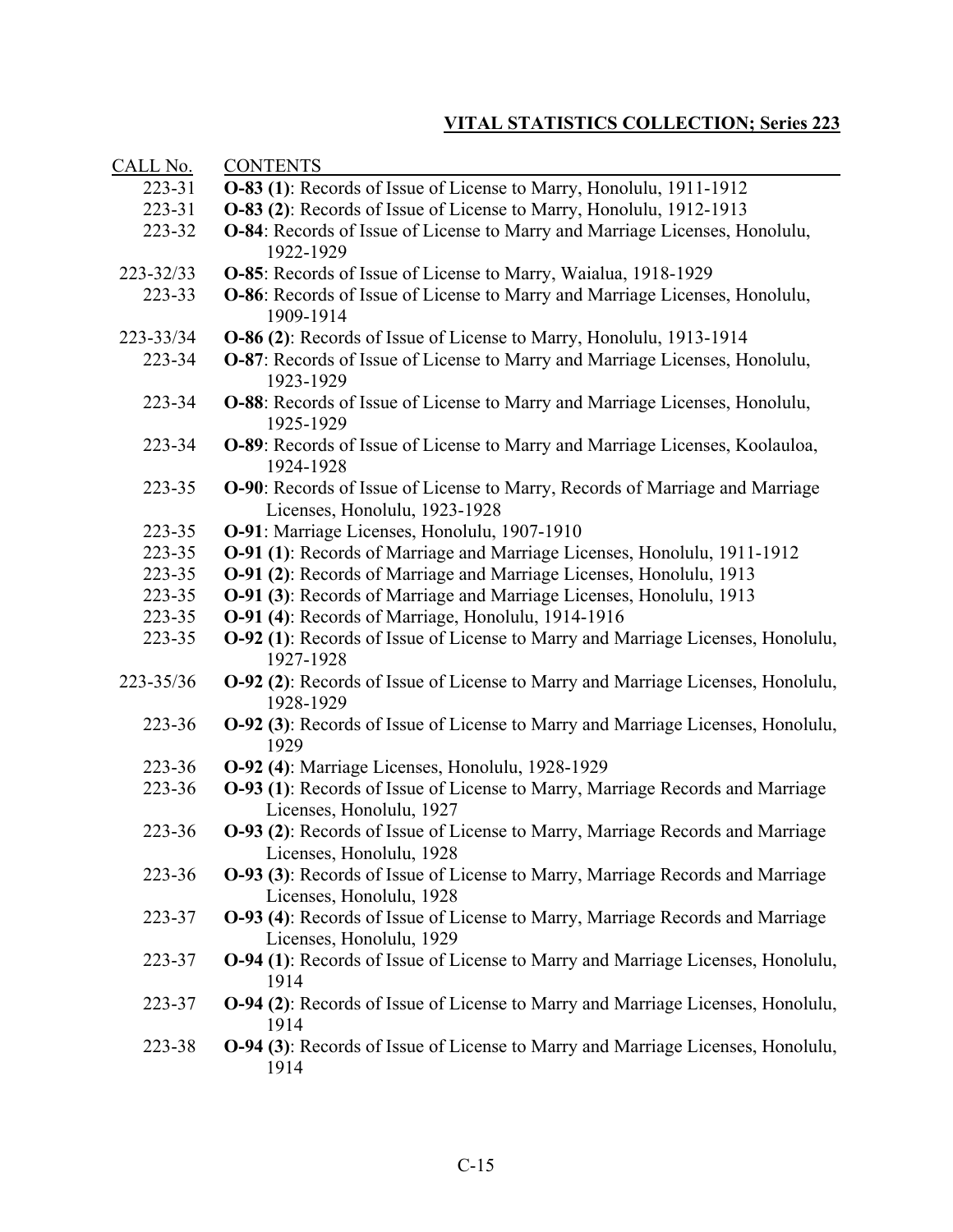## VITAL STATISTICS COLLECTION; Series 223

| CALL No. | CONTENTS |
|---|---|
| 223-31 | **O-83 (1)**: Records of Issue of License to Marry, Honolulu, 1911-1912 |
| 223-31 | **O-83 (2)**: Records of Issue of License to Marry, Honolulu, 1912-1913 |
| 223-32 | **O-84**: Records of Issue of License to Marry and Marriage Licenses, Honolulu, 1922-1929 |
| 223-32/33 | **O-85**: Records of Issue of License to Marry, Waialua, 1918-1929 |
| 223-33 | **O-86**: Records of Issue of License to Marry and Marriage Licenses, Honolulu, 1909-1914 |
| 223-33/34 | **O-86 (2)**: Records of Issue of License to Marry, Honolulu, 1913-1914 |
| 223-34 | **O-87**: Records of Issue of License to Marry and Marriage Licenses, Honolulu, 1923-1929 |
| 223-34 | **O-88**: Records of Issue of License to Marry and Marriage Licenses, Honolulu, 1925-1929 |
| 223-34 | **O-89**: Records of Issue of License to Marry and Marriage Licenses, Koolauloa, 1924-1928 |
| 223-35 | **O-90**: Records of Issue of License to Marry, Records of Marriage and Marriage Licenses, Honolulu, 1923-1928 |
| 223-35 | **O-91**: Marriage Licenses, Honolulu, 1907-1910 |
| 223-35 | **O-91 (1)**: Records of Marriage and Marriage Licenses, Honolulu, 1911-1912 |
| 223-35 | **O-91 (2)**: Records of Marriage and Marriage Licenses, Honolulu, 1913 |
| 223-35 | **O-91 (3)**: Records of Marriage and Marriage Licenses, Honolulu, 1913 |
| 223-35 | **O-91 (4)**: Records of Marriage, Honolulu, 1914-1916 |
| 223-35 | **O-92 (1)**: Records of Issue of License to Marry and Marriage Licenses, Honolulu, 1927-1928 |
| 223-35/36 | **O-92 (2)**: Records of Issue of License to Marry and Marriage Licenses, Honolulu, 1928-1929 |
| 223-36 | **O-92 (3)**: Records of Issue of License to Marry and Marriage Licenses, Honolulu, 1929 |
| 223-36 | **O-92 (4)**: Marriage Licenses, Honolulu, 1928-1929 |
| 223-36 | **O-93 (1)**: Records of Issue of License to Marry, Marriage Records and Marriage Licenses, Honolulu, 1927 |
| 223-36 | **O-93 (2)**: Records of Issue of License to Marry, Marriage Records and Marriage Licenses, Honolulu, 1928 |
| 223-36 | **O-93 (3)**: Records of Issue of License to Marry, Marriage Records and Marriage Licenses, Honolulu, 1928 |
| 223-37 | **O-93 (4)**: Records of Issue of License to Marry, Marriage Records and Marriage Licenses, Honolulu, 1929 |
| 223-37 | **O-94 (1)**: Records of Issue of License to Marry and Marriage Licenses, Honolulu, 1914 |
| 223-37 | **O-94 (2)**: Records of Issue of License to Marry and Marriage Licenses, Honolulu, 1914 |
| 223-38 | **O-94 (3)**: Records of Issue of License to Marry and Marriage Licenses, Honolulu, 1914 |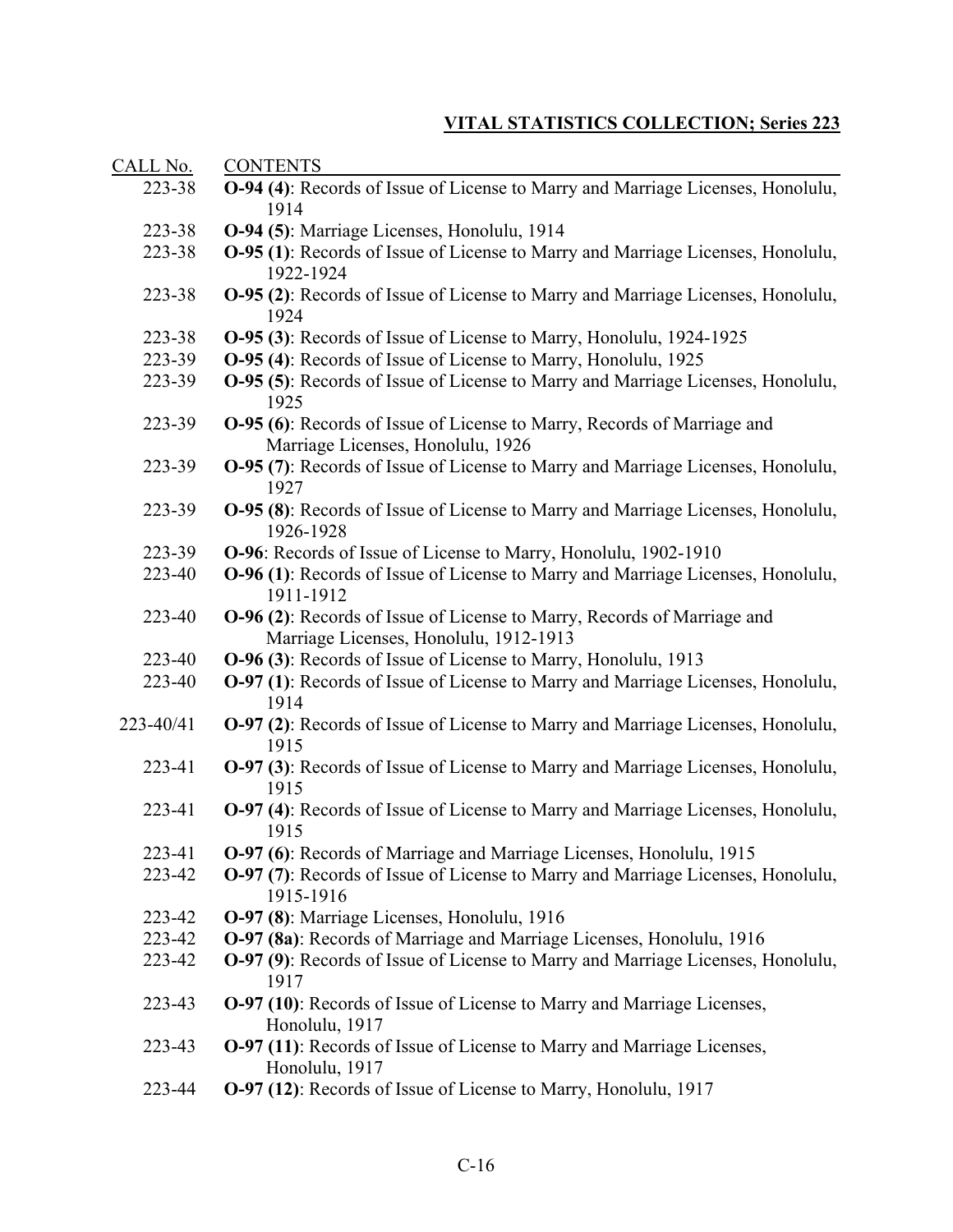## VITAL STATISTICS COLLECTION; Series 223

| CALL No. | CONTENTS |
| --- | --- |
| 223-38 | **O-94 (4)**: Records of Issue of License to Marry and Marriage Licenses, Honolulu, 1914 |
| 223-38 | **O-94 (5)**: Marriage Licenses, Honolulu, 1914 |
| 223-38 | **O-95 (1)**: Records of Issue of License to Marry and Marriage Licenses, Honolulu, 1922-1924 |
| 223-38 | **O-95 (2)**: Records of Issue of License to Marry and Marriage Licenses, Honolulu, 1924 |
| 223-38 | **O-95 (3)**: Records of Issue of License to Marry, Honolulu, 1924-1925 |
| 223-39 | **O-95 (4)**: Records of Issue of License to Marry, Honolulu, 1925 |
| 223-39 | **O-95 (5)**: Records of Issue of License to Marry and Marriage Licenses, Honolulu, 1925 |
| 223-39 | **O-95 (6)**: Records of Issue of License to Marry, Records of Marriage and Marriage Licenses, Honolulu, 1926 |
| 223-39 | **O-95 (7)**: Records of Issue of License to Marry and Marriage Licenses, Honolulu, 1927 |
| 223-39 | **O-95 (8)**: Records of Issue of License to Marry and Marriage Licenses, Honolulu, 1926-1928 |
| 223-39 | **O-96**: Records of Issue of License to Marry, Honolulu, 1902-1910 |
| 223-40 | **O-96 (1)**: Records of Issue of License to Marry and Marriage Licenses, Honolulu, 1911-1912 |
| 223-40 | **O-96 (2)**: Records of Issue of License to Marry, Records of Marriage and Marriage Licenses, Honolulu, 1912-1913 |
| 223-40 | **O-96 (3)**: Records of Issue of License to Marry, Honolulu, 1913 |
| 223-40 | **O-97 (1)**: Records of Issue of License to Marry and Marriage Licenses, Honolulu, 1914 |
| 223-40/41 | **O-97 (2)**: Records of Issue of License to Marry and Marriage Licenses, Honolulu, 1915 |
| 223-41 | **O-97 (3)**: Records of Issue of License to Marry and Marriage Licenses, Honolulu, 1915 |
| 223-41 | **O-97 (4)**: Records of Issue of License to Marry and Marriage Licenses, Honolulu, 1915 |
| 223-41 | **O-97 (6)**: Records of Marriage and Marriage Licenses, Honolulu, 1915 |
| 223-42 | **O-97 (7)**: Records of Issue of License to Marry and Marriage Licenses, Honolulu, 1915-1916 |
| 223-42 | **O-97 (8)**: Marriage Licenses, Honolulu, 1916 |
| 223-42 | **O-97 (8a)**: Records of Marriage and Marriage Licenses, Honolulu, 1916 |
| 223-42 | **O-97 (9)**: Records of Issue of License to Marry and Marriage Licenses, Honolulu, 1917 |
| 223-43 | **O-97 (10)**: Records of Issue of License to Marry and Marriage Licenses, Honolulu, 1917 |
| 223-43 | **O-97 (11)**: Records of Issue of License to Marry and Marriage Licenses, Honolulu, 1917 |
| 223-44 | **O-97 (12)**: Records of Issue of License to Marry, Honolulu, 1917 |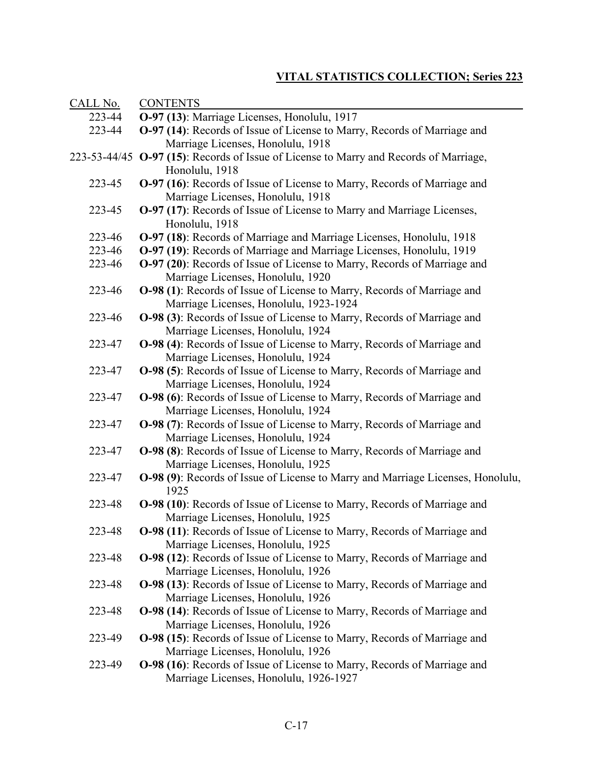**VITAL STATISTICS COLLECTION; Series 223**

| CALL No. | CONTENTS |
|---|---|
| 223-44 | **O-97 (13)**: Marriage Licenses, Honolulu, 1917 |
| 223-44 | **O-97 (14)**: Records of Issue of License to Marry, Records of Marriage and Marriage Licenses, Honolulu, 1918 |
| 223-53-44/45 | **O-97 (15)**: Records of Issue of License to Marry and Records of Marriage, Honolulu, 1918 |
| 223-45 | **O-97 (16)**: Records of Issue of License to Marry, Records of Marriage and Marriage Licenses, Honolulu, 1918 |
| 223-45 | **O-97 (17)**: Records of Issue of License to Marry and Marriage Licenses, Honolulu, 1918 |
| 223-46 | **O-97 (18)**: Records of Marriage and Marriage Licenses, Honolulu, 1918 |
| 223-46 | **O-97 (19)**: Records of Marriage and Marriage Licenses, Honolulu, 1919 |
| 223-46 | **O-97 (20)**: Records of Issue of License to Marry, Records of Marriage and Marriage Licenses, Honolulu, 1920 |
| 223-46 | **O-98 (1)**: Records of Issue of License to Marry, Records of Marriage and Marriage Licenses, Honolulu, 1923-1924 |
| 223-46 | **O-98 (3)**: Records of Issue of License to Marry, Records of Marriage and Marriage Licenses, Honolulu, 1924 |
| 223-47 | **O-98 (4)**: Records of Issue of License to Marry, Records of Marriage and Marriage Licenses, Honolulu, 1924 |
| 223-47 | **O-98 (5)**: Records of Issue of License to Marry, Records of Marriage and Marriage Licenses, Honolulu, 1924 |
| 223-47 | **O-98 (6)**: Records of Issue of License to Marry, Records of Marriage and Marriage Licenses, Honolulu, 1924 |
| 223-47 | **O-98 (7)**: Records of Issue of License to Marry, Records of Marriage and Marriage Licenses, Honolulu, 1924 |
| 223-47 | **O-98 (8)**: Records of Issue of License to Marry, Records of Marriage and Marriage Licenses, Honolulu, 1925 |
| 223-47 | **O-98 (9)**: Records of Issue of License to Marry and Marriage Licenses, Honolulu, 1925 |
| 223-48 | **O-98 (10)**: Records of Issue of License to Marry, Records of Marriage and Marriage Licenses, Honolulu, 1925 |
| 223-48 | **O-98 (11)**: Records of Issue of License to Marry, Records of Marriage and Marriage Licenses, Honolulu, 1925 |
| 223-48 | **O-98 (12)**: Records of Issue of License to Marry, Records of Marriage and Marriage Licenses, Honolulu, 1926 |
| 223-48 | **O-98 (13)**: Records of Issue of License to Marry, Records of Marriage and Marriage Licenses, Honolulu, 1926 |
| 223-48 | **O-98 (14)**: Records of Issue of License to Marry, Records of Marriage and Marriage Licenses, Honolulu, 1926 |
| 223-49 | **O-98 (15)**: Records of Issue of License to Marry, Records of Marriage and Marriage Licenses, Honolulu, 1926 |
| 223-49 | **O-98 (16)**: Records of Issue of License to Marry, Records of Marriage and Marriage Licenses, Honolulu, 1926-1927 |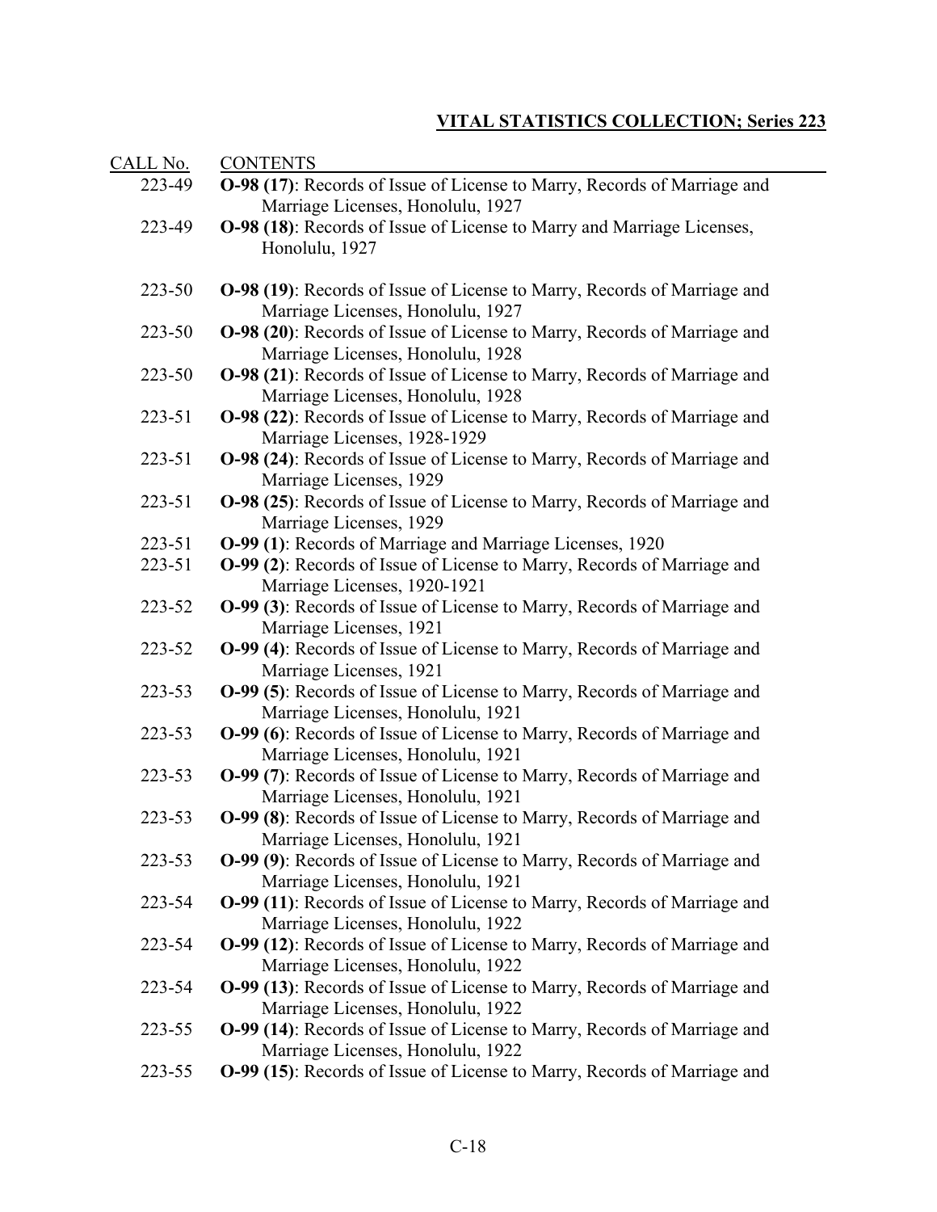## VITAL STATISTICS COLLECTION; Series 223

| CALL No. | CONTENTS |
|---|---|
| 223-49 | **O-98 (17)**: Records of Issue of License to Marry, Records of Marriage and Marriage Licenses, Honolulu, 1927 |
| 223-49 | **O-98 (18)**: Records of Issue of License to Marry and Marriage Licenses, Honolulu, 1927 |
| 223-50 | **O-98 (19)**: Records of Issue of License to Marry, Records of Marriage and Marriage Licenses, Honolulu, 1927 |
| 223-50 | **O-98 (20)**: Records of Issue of License to Marry, Records of Marriage and Marriage Licenses, Honolulu, 1928 |
| 223-50 | **O-98 (21)**: Records of Issue of License to Marry, Records of Marriage and Marriage Licenses, Honolulu, 1928 |
| 223-51 | **O-98 (22)**: Records of Issue of License to Marry, Records of Marriage and Marriage Licenses, 1928-1929 |
| 223-51 | **O-98 (24)**: Records of Issue of License to Marry, Records of Marriage and Marriage Licenses, 1929 |
| 223-51 | **O-98 (25)**: Records of Issue of License to Marry, Records of Marriage and Marriage Licenses, 1929 |
| 223-51 | **O-99 (1)**: Records of Marriage and Marriage Licenses, 1920 |
| 223-51 | **O-99 (2)**: Records of Issue of License to Marry, Records of Marriage and Marriage Licenses, 1920-1921 |
| 223-52 | **O-99 (3)**: Records of Issue of License to Marry, Records of Marriage and Marriage Licenses, 1921 |
| 223-52 | **O-99 (4)**: Records of Issue of License to Marry, Records of Marriage and Marriage Licenses, 1921 |
| 223-53 | **O-99 (5)**: Records of Issue of License to Marry, Records of Marriage and Marriage Licenses, Honolulu, 1921 |
| 223-53 | **O-99 (6)**: Records of Issue of License to Marry, Records of Marriage and Marriage Licenses, Honolulu, 1921 |
| 223-53 | **O-99 (7)**: Records of Issue of License to Marry, Records of Marriage and Marriage Licenses, Honolulu, 1921 |
| 223-53 | **O-99 (8)**: Records of Issue of License to Marry, Records of Marriage and Marriage Licenses, Honolulu, 1921 |
| 223-53 | **O-99 (9)**: Records of Issue of License to Marry, Records of Marriage and Marriage Licenses, Honolulu, 1921 |
| 223-54 | **O-99 (11)**: Records of Issue of License to Marry, Records of Marriage and Marriage Licenses, Honolulu, 1922 |
| 223-54 | **O-99 (12)**: Records of Issue of License to Marry, Records of Marriage and Marriage Licenses, Honolulu, 1922 |
| 223-54 | **O-99 (13)**: Records of Issue of License to Marry, Records of Marriage and Marriage Licenses, Honolulu, 1922 |
| 223-55 | **O-99 (14)**: Records of Issue of License to Marry, Records of Marriage and Marriage Licenses, Honolulu, 1922 |
| 223-55 | **O-99 (15)**: Records of Issue of License to Marry, Records of Marriage and |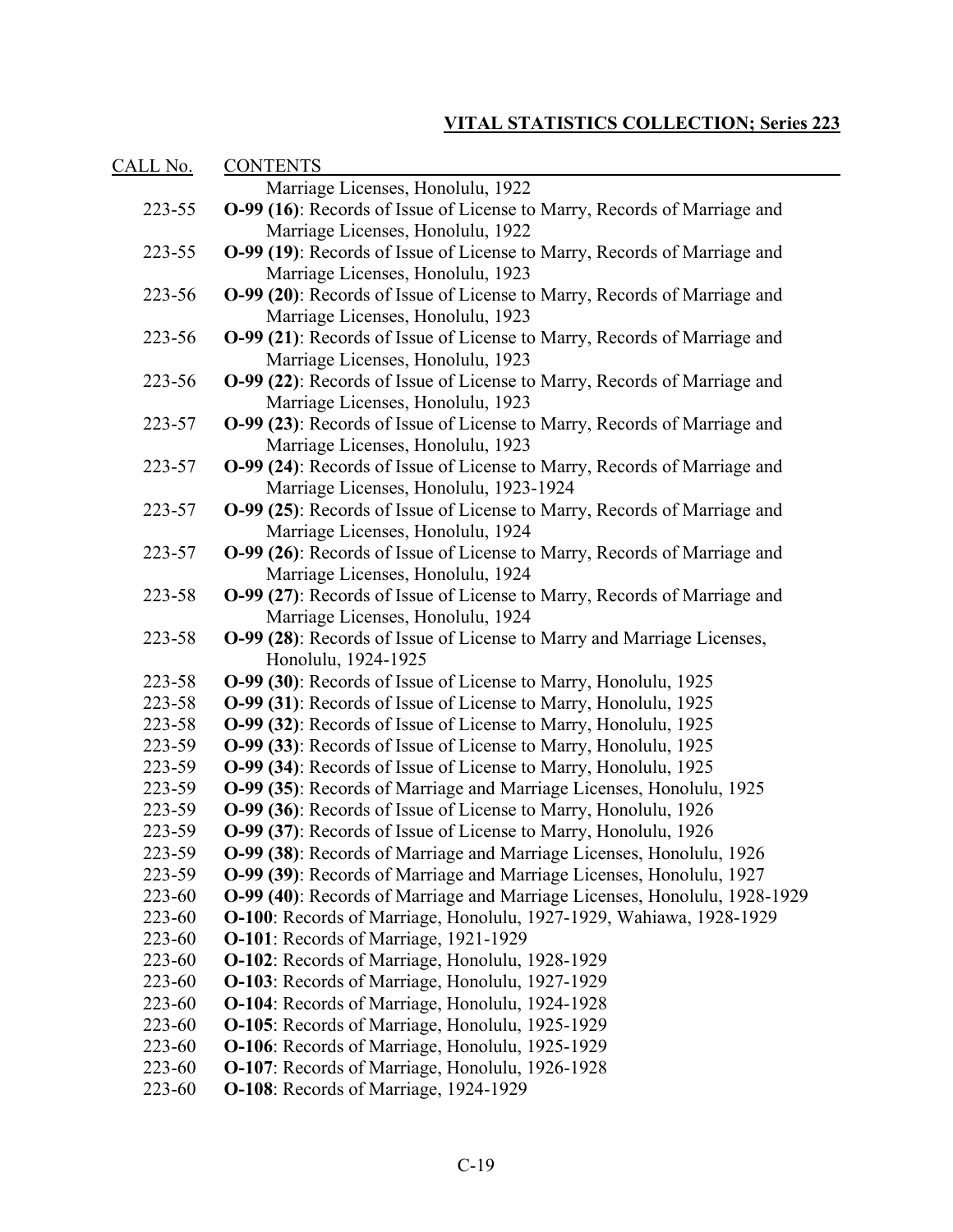## VITAL STATISTICS COLLECTION; Series 223

| CALL No. | CONTENTS |
|---|---|
| | Marriage Licenses, Honolulu, 1922 |
| 223-55 | **O-99 (16)**: Records of Issue of License to Marry, Records of Marriage and Marriage Licenses, Honolulu, 1922 |
| 223-55 | **O-99 (19)**: Records of Issue of License to Marry, Records of Marriage and Marriage Licenses, Honolulu, 1923 |
| 223-56 | **O-99 (20)**: Records of Issue of License to Marry, Records of Marriage and Marriage Licenses, Honolulu, 1923 |
| 223-56 | **O-99 (21)**: Records of Issue of License to Marry, Records of Marriage and Marriage Licenses, Honolulu, 1923 |
| 223-56 | **O-99 (22)**: Records of Issue of License to Marry, Records of Marriage and Marriage Licenses, Honolulu, 1923 |
| 223-57 | **O-99 (23)**: Records of Issue of License to Marry, Records of Marriage and Marriage Licenses, Honolulu, 1923 |
| 223-57 | **O-99 (24)**: Records of Issue of License to Marry, Records of Marriage and Marriage Licenses, Honolulu, 1923-1924 |
| 223-57 | **O-99 (25)**: Records of Issue of License to Marry, Records of Marriage and Marriage Licenses, Honolulu, 1924 |
| 223-57 | **O-99 (26)**: Records of Issue of License to Marry, Records of Marriage and Marriage Licenses, Honolulu, 1924 |
| 223-58 | **O-99 (27)**: Records of Issue of License to Marry, Records of Marriage and Marriage Licenses, Honolulu, 1924 |
| 223-58 | **O-99 (28)**: Records of Issue of License to Marry and Marriage Licenses, Honolulu, 1924-1925 |
| 223-58 | **O-99 (30)**: Records of Issue of License to Marry, Honolulu, 1925 |
| 223-58 | **O-99 (31)**: Records of Issue of License to Marry, Honolulu, 1925 |
| 223-58 | **O-99 (32)**: Records of Issue of License to Marry, Honolulu, 1925 |
| 223-59 | **O-99 (33)**: Records of Issue of License to Marry, Honolulu, 1925 |
| 223-59 | **O-99 (34)**: Records of Issue of License to Marry, Honolulu, 1925 |
| 223-59 | **O-99 (35)**: Records of Marriage and Marriage Licenses, Honolulu, 1925 |
| 223-59 | **O-99 (36)**: Records of Issue of License to Marry, Honolulu, 1926 |
| 223-59 | **O-99 (37)**: Records of Issue of License to Marry, Honolulu, 1926 |
| 223-59 | **O-99 (38)**: Records of Marriage and Marriage Licenses, Honolulu, 1926 |
| 223-59 | **O-99 (39)**: Records of Marriage and Marriage Licenses, Honolulu, 1927 |
| 223-60 | **O-99 (40)**: Records of Marriage and Marriage Licenses, Honolulu, 1928-1929 |
| 223-60 | **O-100**: Records of Marriage, Honolulu, 1927-1929, Wahiawa, 1928-1929 |
| 223-60 | **O-101**: Records of Marriage, 1921-1929 |
| 223-60 | **O-102**: Records of Marriage, Honolulu, 1928-1929 |
| 223-60 | **O-103**: Records of Marriage, Honolulu, 1927-1929 |
| 223-60 | **O-104**: Records of Marriage, Honolulu, 1924-1928 |
| 223-60 | **O-105**: Records of Marriage, Honolulu, 1925-1929 |
| 223-60 | **O-106**: Records of Marriage, Honolulu, 1925-1929 |
| 223-60 | **O-107**: Records of Marriage, Honolulu, 1926-1928 |
| 223-60 | **O-108**: Records of Marriage, 1924-1929 |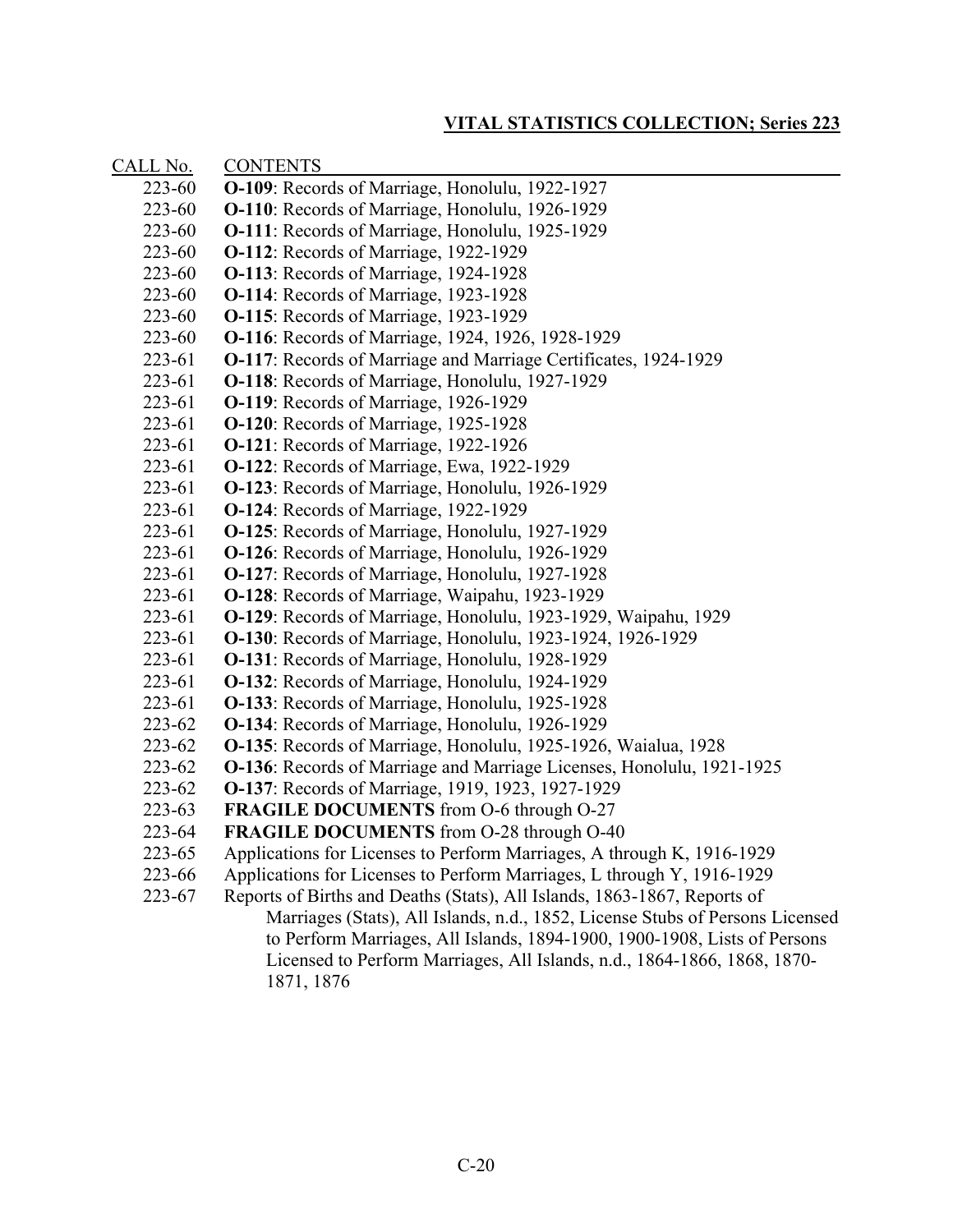## VITAL STATISTICS COLLECTION; Series 223

| CALL No. | CONTENTS |
|---|---|
| 223-60 | **O-109**: Records of Marriage, Honolulu, 1922-1927 |
| 223-60 | **O-110**: Records of Marriage, Honolulu, 1926-1929 |
| 223-60 | **O-111**: Records of Marriage, Honolulu, 1925-1929 |
| 223-60 | **O-112**: Records of Marriage, 1922-1929 |
| 223-60 | **O-113**: Records of Marriage, 1924-1928 |
| 223-60 | **O-114**: Records of Marriage, 1923-1928 |
| 223-60 | **O-115**: Records of Marriage, 1923-1929 |
| 223-60 | **O-116**: Records of Marriage, 1924, 1926, 1928-1929 |
| 223-61 | **O-117**: Records of Marriage and Marriage Certificates, 1924-1929 |
| 223-61 | **O-118**: Records of Marriage, Honolulu, 1927-1929 |
| 223-61 | **O-119**: Records of Marriage, 1926-1929 |
| 223-61 | **O-120**: Records of Marriage, 1925-1928 |
| 223-61 | **O-121**: Records of Marriage, 1922-1926 |
| 223-61 | **O-122**: Records of Marriage, Ewa, 1922-1929 |
| 223-61 | **O-123**: Records of Marriage, Honolulu, 1926-1929 |
| 223-61 | **O-124**: Records of Marriage, 1922-1929 |
| 223-61 | **O-125**: Records of Marriage, Honolulu, 1927-1929 |
| 223-61 | **O-126**: Records of Marriage, Honolulu, 1926-1929 |
| 223-61 | **O-127**: Records of Marriage, Honolulu, 1927-1928 |
| 223-61 | **O-128**: Records of Marriage, Waipahu, 1923-1929 |
| 223-61 | **O-129**: Records of Marriage, Honolulu, 1923-1929, Waipahu, 1929 |
| 223-61 | **O-130**: Records of Marriage, Honolulu, 1923-1924, 1926-1929 |
| 223-61 | **O-131**: Records of Marriage, Honolulu, 1928-1929 |
| 223-61 | **O-132**: Records of Marriage, Honolulu, 1924-1929 |
| 223-61 | **O-133**: Records of Marriage, Honolulu, 1925-1928 |
| 223-62 | **O-134**: Records of Marriage, Honolulu, 1926-1929 |
| 223-62 | **O-135**: Records of Marriage, Honolulu, 1925-1926, Waialua, 1928 |
| 223-62 | **O-136**: Records of Marriage and Marriage Licenses, Honolulu, 1921-1925 |
| 223-62 | **O-137**: Records of Marriage, 1919, 1923, 1927-1929 |
| 223-63 | **FRAGILE DOCUMENTS** from O-6 through O-27 |
| 223-64 | **FRAGILE DOCUMENTS** from O-28 through O-40 |
| 223-65 | Applications for Licenses to Perform Marriages, A through K, 1916-1929 |
| 223-66 | Applications for Licenses to Perform Marriages, L through Y, 1916-1929 |
| 223-67 | Reports of Births and Deaths (Stats), All Islands, 1863-1867, Reports of Marriages (Stats), All Islands, n.d., 1852, License Stubs of Persons Licensed to Perform Marriages, All Islands, 1894-1900, 1900-1908, Lists of Persons Licensed to Perform Marriages, All Islands, n.d., 1864-1866, 1868, 1870-1871, 1876 |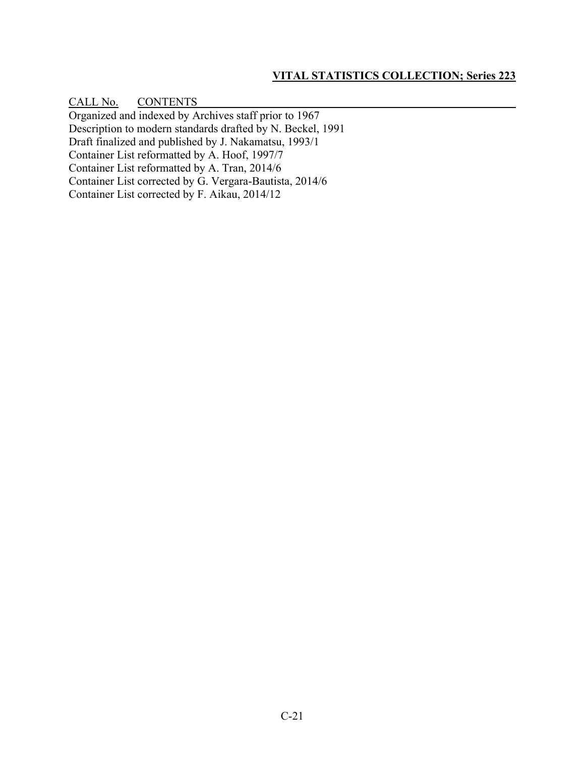**VITAL STATISTICS COLLECTION; Series 223**

CALL No. CONTENTS

Organized and indexed by Archives staff prior to 1967
Description to modern standards drafted by N. Beckel, 1991
Draft finalized and published by J. Nakamatsu, 1993/1
Container List reformatted by A. Hoof, 1997/7
Container List reformatted by A. Tran, 2014/6
Container List corrected by G. Vergara-Bautista, 2014/6
Container List corrected by F. Aikau, 2014/12